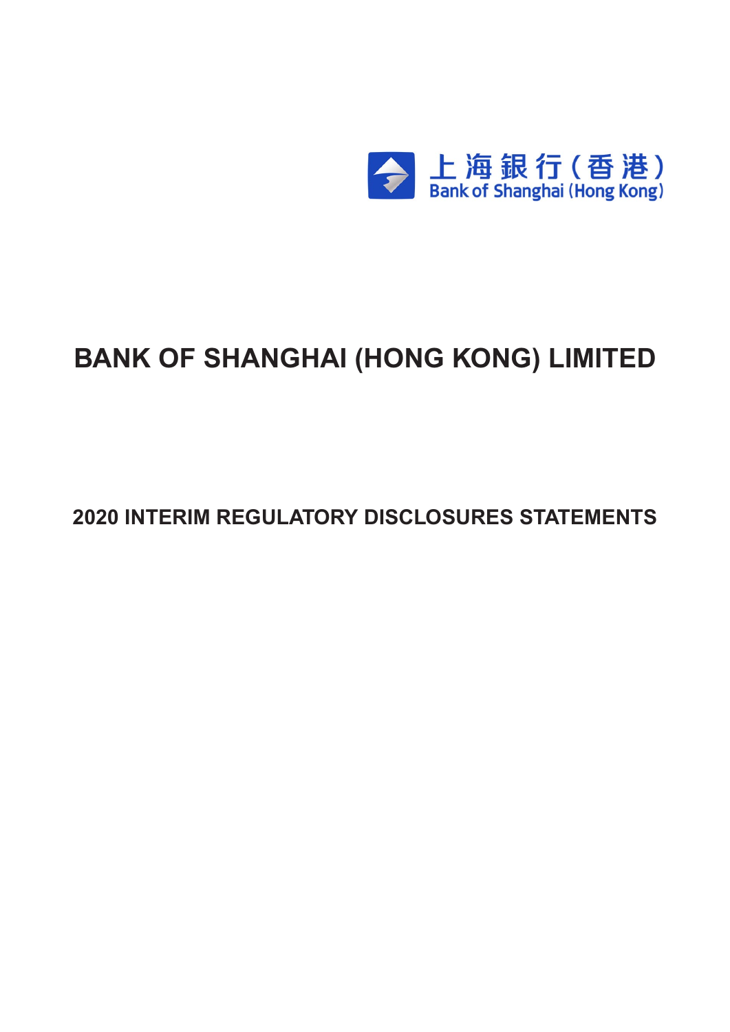上海銀行（香港）
Bank of Shanghai (Hong Kong)

# BANK OF SHANGHAI (HONG KONG) LIMITED

## 2020 INTERIM REGULATORY DISCLOSURES STATEMENTS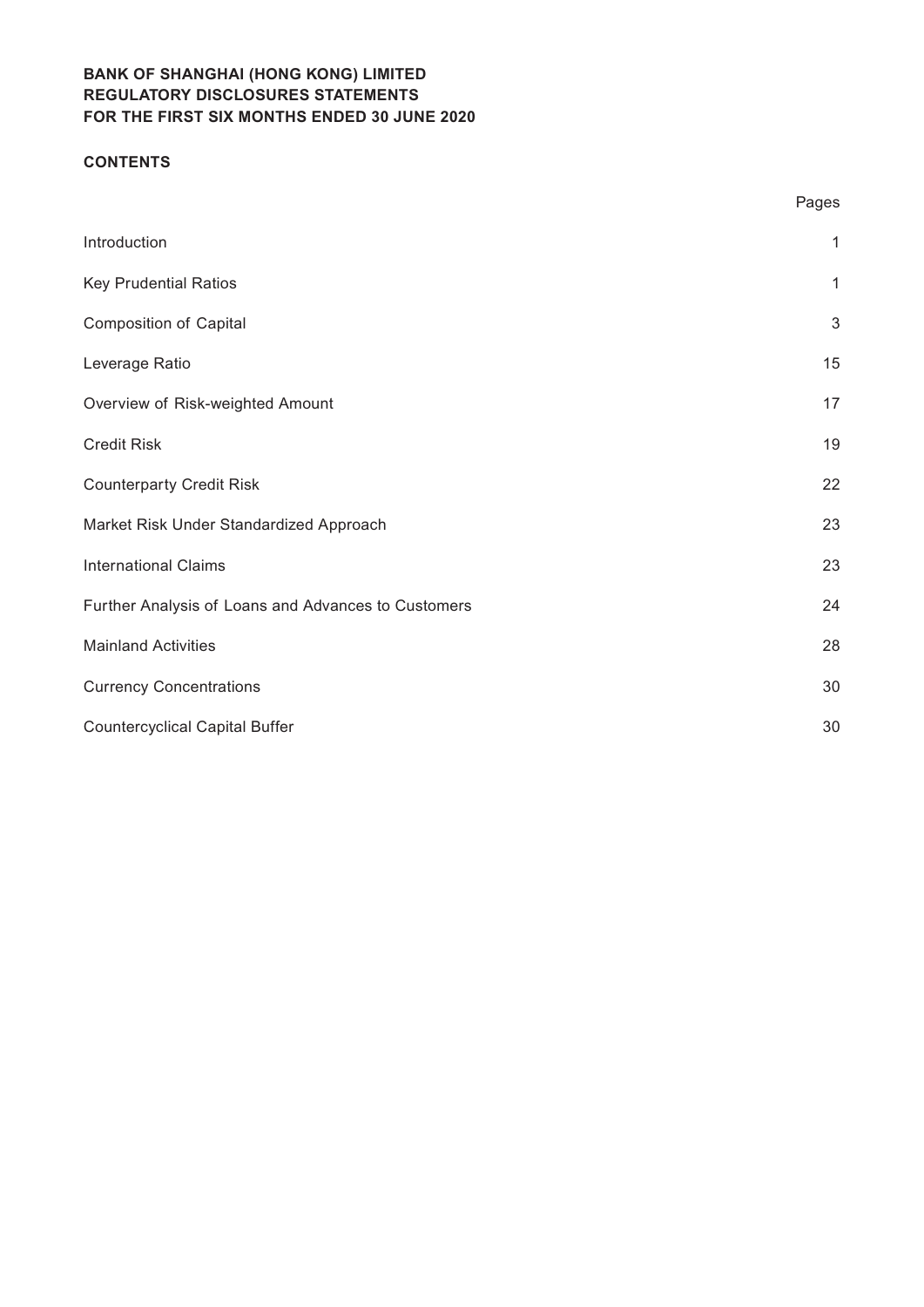**BANK OF SHANGHAI (HONG KONG) LIMITED**
**REGULATORY DISCLOSURES STATEMENTS**
**FOR THE FIRST SIX MONTHS ENDED 30 JUNE 2020**

**CONTENTS**

| | Pages |
|---|---|
| Introduction | 1 |
| Key Prudential Ratios | 1 |
| Composition of Capital | 3 |
| Leverage Ratio | 15 |
| Overview of Risk-weighted Amount | 17 |
| Credit Risk | 19 |
| Counterparty Credit Risk | 22 |
| Market Risk Under Standardized Approach | 23 |
| International Claims | 23 |
| Further Analysis of Loans and Advances to Customers | 24 |
| Mainland Activities | 28 |
| Currency Concentrations | 30 |
| Countercyclical Capital Buffer | 30 |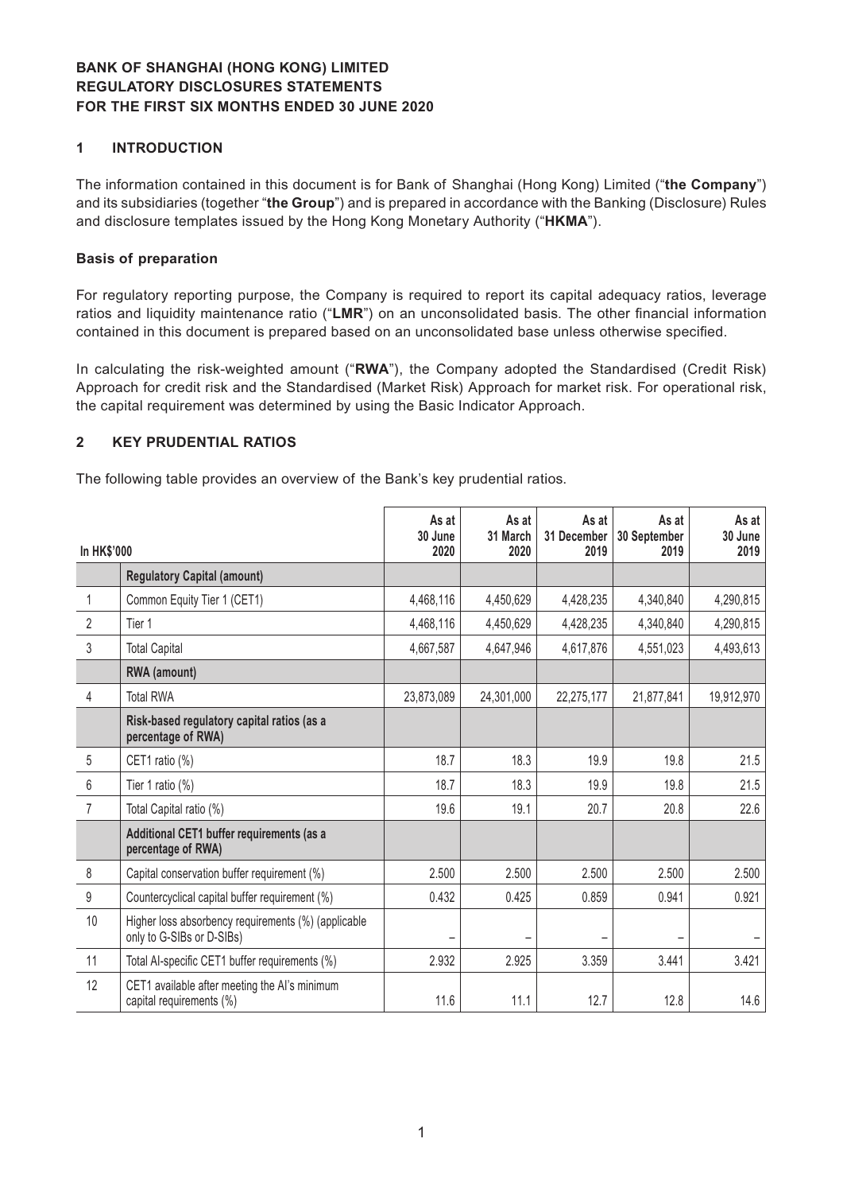**BANK OF SHANGHAI (HONG KONG) LIMITED**
**REGULATORY DISCLOSURES STATEMENTS**
**FOR THE FIRST SIX MONTHS ENDED 30 JUNE 2020**

## 1 INTRODUCTION

The information contained in this document is for Bank of Shanghai (Hong Kong) Limited ("**the Company**") and its subsidiaries (together "**the Group**") and is prepared in accordance with the Banking (Disclosure) Rules and disclosure templates issued by the Hong Kong Monetary Authority ("**HKMA**").

### Basis of preparation

For regulatory reporting purpose, the Company is required to report its capital adequacy ratios, leverage ratios and liquidity maintenance ratio ("**LMR**") on an unconsolidated basis. The other financial information contained in this document is prepared based on an unconsolidated base unless otherwise specified.

In calculating the risk-weighted amount ("**RWA**"), the Company adopted the Standardised (Credit Risk) Approach for credit risk and the Standardised (Market Risk) Approach for market risk. For operational risk, the capital requirement was determined by using the Basic Indicator Approach.

## 2 KEY PRUDENTIAL RATIOS

The following table provides an overview of the Bank's key prudential ratios.

| In HK$'000 | | As at 30 June 2020 | As at 31 March 2020 | As at 31 December 2019 | As at 30 September 2019 | As at 30 June 2019 |
|---|---|---|---|---|---|---|
| | **Regulatory Capital (amount)** | | | | | |
| 1 | Common Equity Tier 1 (CET1) | 4,468,116 | 4,450,629 | 4,428,235 | 4,340,840 | 4,290,815 |
| 2 | Tier 1 | 4,468,116 | 4,450,629 | 4,428,235 | 4,340,840 | 4,290,815 |
| 3 | Total Capital | 4,667,587 | 4,647,946 | 4,617,876 | 4,551,023 | 4,493,613 |
| | **RWA (amount)** | | | | | |
| 4 | Total RWA | 23,873,089 | 24,301,000 | 22,275,177 | 21,877,841 | 19,912,970 |
| | **Risk-based regulatory capital ratios (as a percentage of RWA)** | | | | | |
| 5 | CET1 ratio (%) | 18.7 | 18.3 | 19.9 | 19.8 | 21.5 |
| 6 | Tier 1 ratio (%) | 18.7 | 18.3 | 19.9 | 19.8 | 21.5 |
| 7 | Total Capital ratio (%) | 19.6 | 19.1 | 20.7 | 20.8 | 22.6 |
| | **Additional CET1 buffer requirements (as a percentage of RWA)** | | | | | |
| 8 | Capital conservation buffer requirement (%) | 2.500 | 2.500 | 2.500 | 2.500 | 2.500 |
| 9 | Countercyclical capital buffer requirement (%) | 0.432 | 0.425 | 0.859 | 0.941 | 0.921 |
| 10 | Higher loss absorbency requirements (%) (applicable only to G-SIBs or D-SIBs) | – | – | – | – | – |
| 11 | Total AI-specific CET1 buffer requirements (%) | 2.932 | 2.925 | 3.359 | 3.441 | 3.421 |
| 12 | CET1 available after meeting the AI's minimum capital requirements (%) | 11.6 | 11.1 | 12.7 | 12.8 | 14.6 |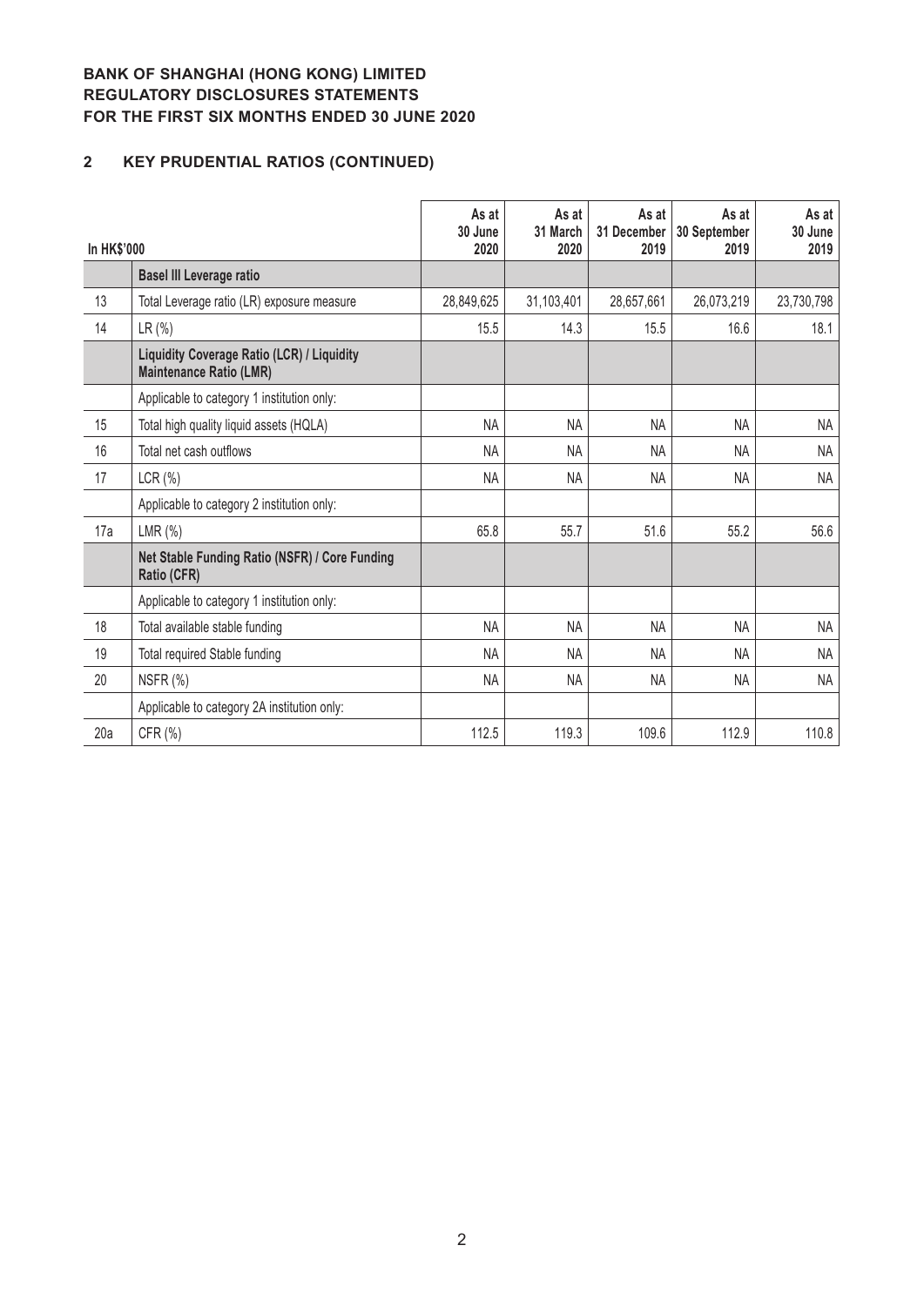**BANK OF SHANGHAI (HONG KONG) LIMITED**
**REGULATORY DISCLOSURES STATEMENTS**
**FOR THE FIRST SIX MONTHS ENDED 30 JUNE 2020**

## 2 KEY PRUDENTIAL RATIOS (CONTINUED)

| In HK$'000 | | As at 30 June 2020 | As at 31 March 2020 | As at 31 December 2019 | As at 30 September 2019 | As at 30 June 2019 |
|---|---|---|---|---|---|---|
| | **Basel III Leverage ratio** | | | | | |
| 13 | Total Leverage ratio (LR) exposure measure | 28,849,625 | 31,103,401 | 28,657,661 | 26,073,219 | 23,730,798 |
| 14 | LR (%) | 15.5 | 14.3 | 15.5 | 16.6 | 18.1 |
| | **Liquidity Coverage Ratio (LCR) / Liquidity Maintenance Ratio (LMR)** | | | | | |
| | Applicable to category 1 institution only: | | | | | |
| 15 | Total high quality liquid assets (HQLA) | NA | NA | NA | NA | NA |
| 16 | Total net cash outflows | NA | NA | NA | NA | NA |
| 17 | LCR (%) | NA | NA | NA | NA | NA |
| | Applicable to category 2 institution only: | | | | | |
| 17a | LMR (%) | 65.8 | 55.7 | 51.6 | 55.2 | 56.6 |
| | **Net Stable Funding Ratio (NSFR) / Core Funding Ratio (CFR)** | | | | | |
| | Applicable to category 1 institution only: | | | | | |
| 18 | Total available stable funding | NA | NA | NA | NA | NA |
| 19 | Total required Stable funding | NA | NA | NA | NA | NA |
| 20 | NSFR (%) | NA | NA | NA | NA | NA |
| | Applicable to category 2A institution only: | | | | | |
| 20a | CFR (%) | 112.5 | 119.3 | 109.6 | 112.9 | 110.8 |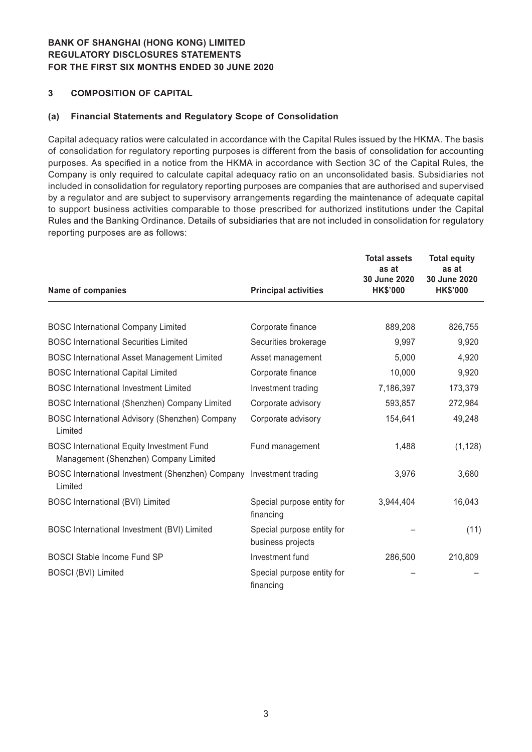**BANK OF SHANGHAI (HONG KONG) LIMITED**
**REGULATORY DISCLOSURES STATEMENTS**
**FOR THE FIRST SIX MONTHS ENDED 30 JUNE 2020**

## 3 COMPOSITION OF CAPITAL

### (a) Financial Statements and Regulatory Scope of Consolidation

Capital adequacy ratios were calculated in accordance with the Capital Rules issued by the HKMA. The basis of consolidation for regulatory reporting purposes is different from the basis of consolidation for accounting purposes. As specified in a notice from the HKMA in accordance with Section 3C of the Capital Rules, the Company is only required to calculate capital adequacy ratio on an unconsolidated basis. Subsidiaries not included in consolidation for regulatory reporting purposes are companies that are authorised and supervised by a regulator and are subject to supervisory arrangements regarding the maintenance of adequate capital to support business activities comparable to those prescribed for authorized institutions under the Capital Rules and the Banking Ordinance. Details of subsidiaries that are not included in consolidation for regulatory reporting purposes are as follows:

| Name of companies | Principal activities | Total assets as at 30 June 2020 HK$'000 | Total equity as at 30 June 2020 HK$'000 |
|---|---|---|---|
| BOSC International Company Limited | Corporate finance | 889,208 | 826,755 |
| BOSC International Securities Limited | Securities brokerage | 9,997 | 9,920 |
| BOSC International Asset Management Limited | Asset management | 5,000 | 4,920 |
| BOSC International Capital Limited | Corporate finance | 10,000 | 9,920 |
| BOSC International Investment Limited | Investment trading | 7,186,397 | 173,379 |
| BOSC International (Shenzhen) Company Limited | Corporate advisory | 593,857 | 272,984 |
| BOSC International Advisory (Shenzhen) Company Limited | Corporate advisory | 154,641 | 49,248 |
| BOSC International Equity Investment Fund Management (Shenzhen) Company Limited | Fund management | 1,488 | (1,128) |
| BOSC International Investment (Shenzhen) Company Limited | Investment trading | 3,976 | 3,680 |
| BOSC International (BVI) Limited | Special purpose entity for financing | 3,944,404 | 16,043 |
| BOSC International Investment (BVI) Limited | Special purpose entity for business projects | – | (11) |
| BOSCI Stable Income Fund SP | Investment fund | 286,500 | 210,809 |
| BOSCI (BVI) Limited | Special purpose entity for financing | – | – |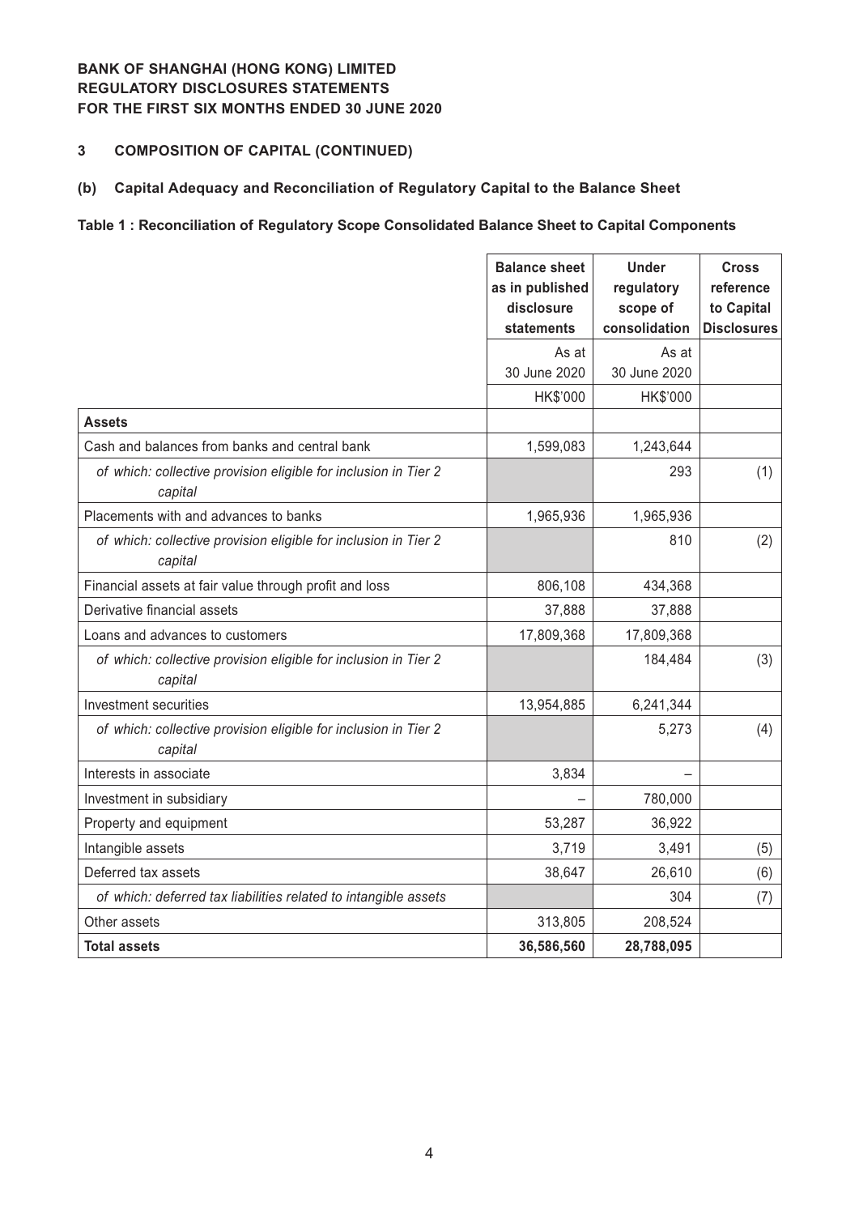**BANK OF SHANGHAI (HONG KONG) LIMITED**
**REGULATORY DISCLOSURES STATEMENTS**
**FOR THE FIRST SIX MONTHS ENDED 30 JUNE 2020**

## 3 COMPOSITION OF CAPITAL (CONTINUED)

### (b) Capital Adequacy and Reconciliation of Regulatory Capital to the Balance Sheet

**Table 1 : Reconciliation of Regulatory Scope Consolidated Balance Sheet to Capital Components**

| | Balance sheet as in published disclosure statements | Under regulatory scope of consolidation | Cross reference to Capital Disclosures |
|---|---|---|---|
| | As at 30 June 2020 | As at 30 June 2020 | |
| | HK$'000 | HK$'000 | |
| **Assets** | | | |
| Cash and balances from banks and central bank | 1,599,083 | 1,243,644 | |
| *of which: collective provision eligible for inclusion in Tier 2 capital* | | 293 | (1) |
| Placements with and advances to banks | 1,965,936 | 1,965,936 | |
| *of which: collective provision eligible for inclusion in Tier 2 capital* | | 810 | (2) |
| Financial assets at fair value through profit and loss | 806,108 | 434,368 | |
| Derivative financial assets | 37,888 | 37,888 | |
| Loans and advances to customers | 17,809,368 | 17,809,368 | |
| *of which: collective provision eligible for inclusion in Tier 2 capital* | | 184,484 | (3) |
| Investment securities | 13,954,885 | 6,241,344 | |
| *of which: collective provision eligible for inclusion in Tier 2 capital* | | 5,273 | (4) |
| Interests in associate | 3,834 | – | |
| Investment in subsidiary | – | 780,000 | |
| Property and equipment | 53,287 | 36,922 | |
| Intangible assets | 3,719 | 3,491 | (5) |
| Deferred tax assets | 38,647 | 26,610 | (6) |
| *of which: deferred tax liabilities related to intangible assets* | | 304 | (7) |
| Other assets | 313,805 | 208,524 | |
| **Total assets** | **36,586,560** | **28,788,095** | |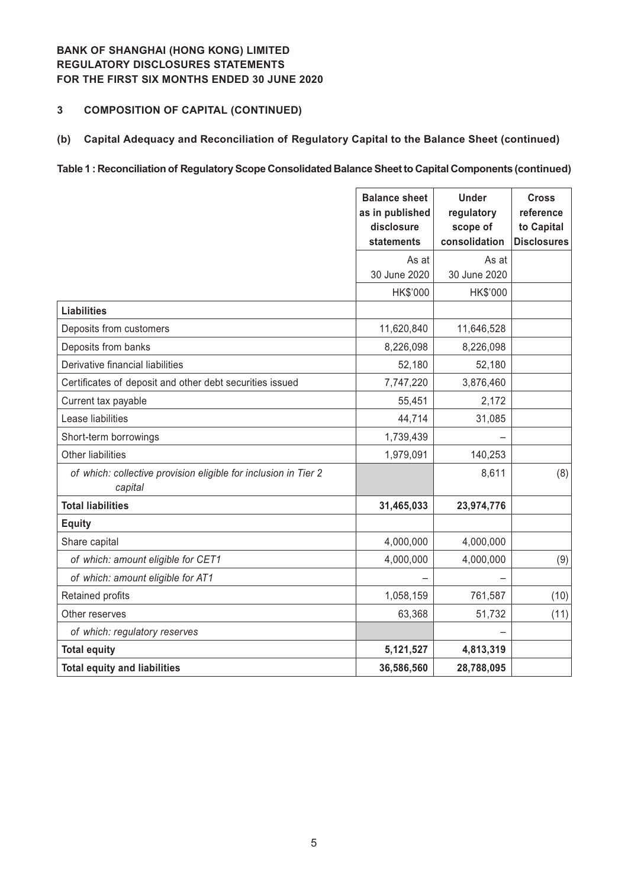**BANK OF SHANGHAI (HONG KONG) LIMITED**
**REGULATORY DISCLOSURES STATEMENTS**
**FOR THE FIRST SIX MONTHS ENDED 30 JUNE 2020**

## 3 COMPOSITION OF CAPITAL (CONTINUED)

### (b) Capital Adequacy and Reconciliation of Regulatory Capital to the Balance Sheet (continued)

**Table 1 : Reconciliation of Regulatory Scope Consolidated Balance Sheet to Capital Components (continued)**

| | Balance sheet as in published disclosure statements | Under regulatory scope of consolidation | Cross reference to Capital Disclosures |
|---|---|---|---|
| | As at 30 June 2020 | As at 30 June 2020 | |
| | HK$'000 | HK$'000 | |
| **Liabilities** | | | |
| Deposits from customers | 11,620,840 | 11,646,528 | |
| Deposits from banks | 8,226,098 | 8,226,098 | |
| Derivative financial liabilities | 52,180 | 52,180 | |
| Certificates of deposit and other debt securities issued | 7,747,220 | 3,876,460 | |
| Current tax payable | 55,451 | 2,172 | |
| Lease liabilities | 44,714 | 31,085 | |
| Short-term borrowings | 1,739,439 | – | |
| Other liabilities | 1,979,091 | 140,253 | |
| *of which: collective provision eligible for inclusion in Tier 2 capital* | | 8,611 | (8) |
| **Total liabilities** | **31,465,033** | **23,974,776** | |
| **Equity** | | | |
| Share capital | 4,000,000 | 4,000,000 | |
| *of which: amount eligible for CET1* | 4,000,000 | 4,000,000 | (9) |
| *of which: amount eligible for AT1* | – | – | |
| Retained profits | 1,058,159 | 761,587 | (10) |
| Other reserves | 63,368 | 51,732 | (11) |
| *of which: regulatory reserves* | | – | |
| **Total equity** | **5,121,527** | **4,813,319** | |
| **Total equity and liabilities** | **36,586,560** | **28,788,095** | |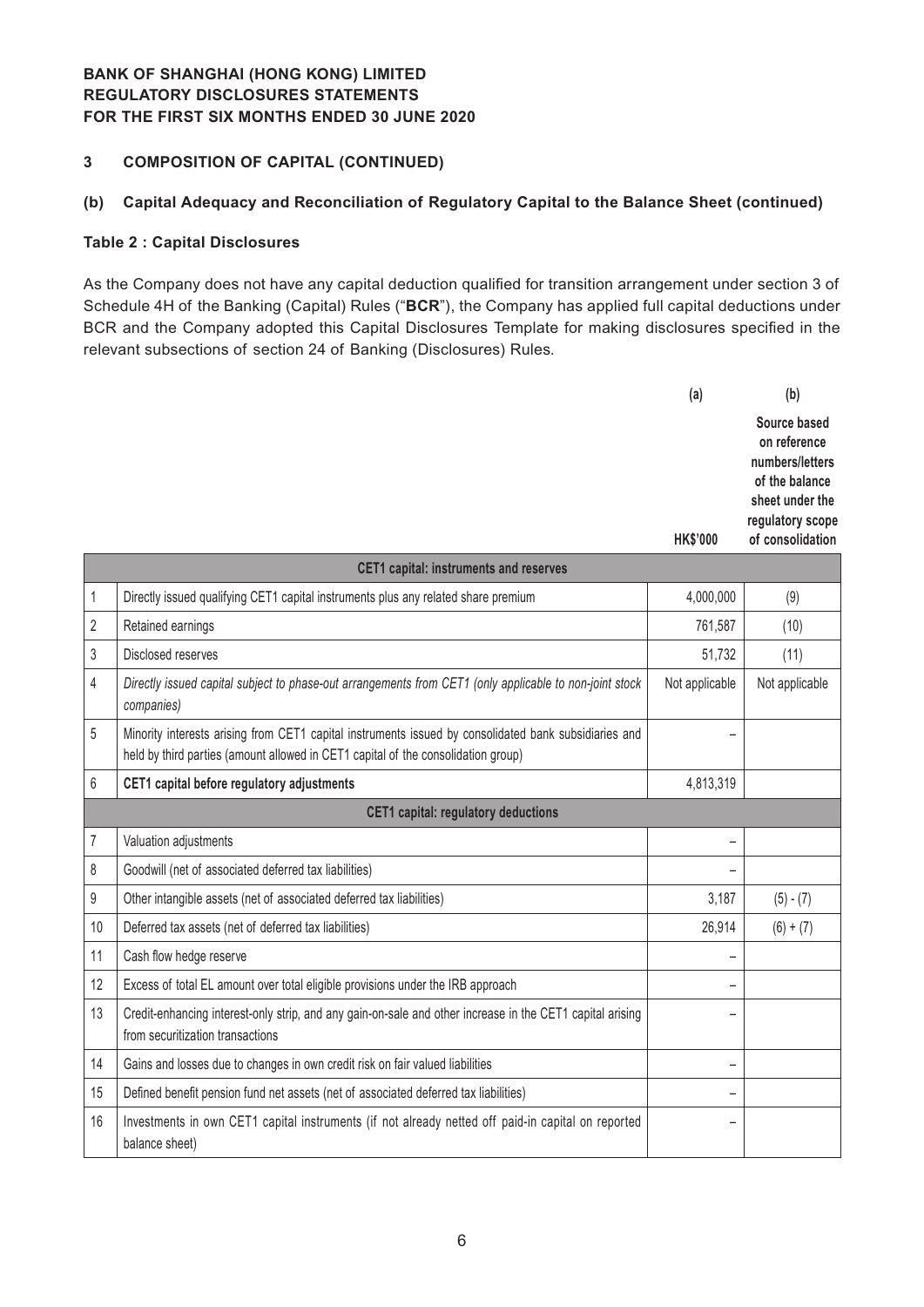**BANK OF SHANGHAI (HONG KONG) LIMITED**
**REGULATORY DISCLOSURES STATEMENTS**
**FOR THE FIRST SIX MONTHS ENDED 30 JUNE 2020**

## 3 COMPOSITION OF CAPITAL (CONTINUED)

### (b) Capital Adequacy and Reconciliation of Regulatory Capital to the Balance Sheet (continued)

**Table 2 : Capital Disclosures**

As the Company does not have any capital deduction qualified for transition arrangement under section 3 of Schedule 4H of the Banking (Capital) Rules ("**BCR**"), the Company has applied full capital deductions under BCR and the Company adopted this Capital Disclosures Template for making disclosures specified in the relevant subsections of section 24 of Banking (Disclosures) Rules.

| | | (a) | (b) |
|---|---|---|---|
| | | HK$'000 | Source based on reference numbers/letters of the balance sheet under the regulatory scope of consolidation |
| | **CET1 capital: instruments and reserves** | | |
| 1 | Directly issued qualifying CET1 capital instruments plus any related share premium | 4,000,000 | (9) |
| 2 | Retained earnings | 761,587 | (10) |
| 3 | Disclosed reserves | 51,732 | (11) |
| 4 | *Directly issued capital subject to phase-out arrangements from CET1 (only applicable to non-joint stock companies)* | Not applicable | Not applicable |
| 5 | Minority interests arising from CET1 capital instruments issued by consolidated bank subsidiaries and held by third parties (amount allowed in CET1 capital of the consolidation group) | – | |
| 6 | **CET1 capital before regulatory adjustments** | 4,813,319 | |
| | **CET1 capital: regulatory deductions** | | |
| 7 | Valuation adjustments | – | |
| 8 | Goodwill (net of associated deferred tax liabilities) | – | |
| 9 | Other intangible assets (net of associated deferred tax liabilities) | 3,187 | (5) - (7) |
| 10 | Deferred tax assets (net of deferred tax liabilities) | 26,914 | (6) + (7) |
| 11 | Cash flow hedge reserve | – | |
| 12 | Excess of total EL amount over total eligible provisions under the IRB approach | – | |
| 13 | Credit-enhancing interest-only strip, and any gain-on-sale and other increase in the CET1 capital arising from securitization transactions | – | |
| 14 | Gains and losses due to changes in own credit risk on fair valued liabilities | – | |
| 15 | Defined benefit pension fund net assets (net of associated deferred tax liabilities) | – | |
| 16 | Investments in own CET1 capital instruments (if not already netted off paid-in capital on reported balance sheet) | – | |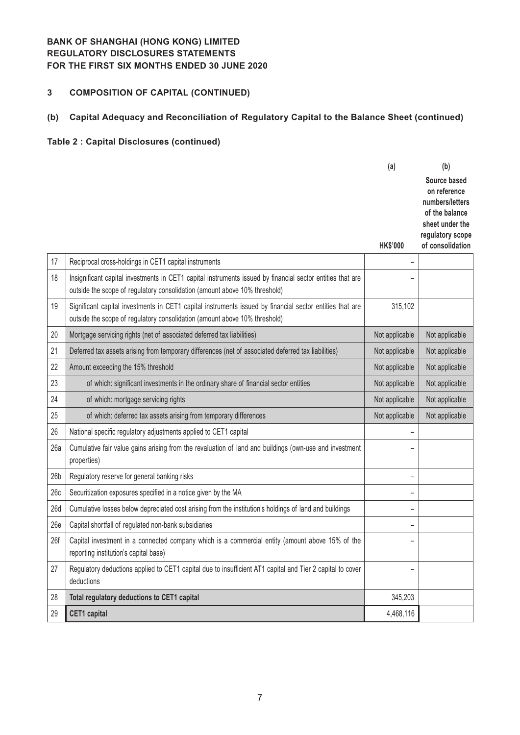**BANK OF SHANGHAI (HONG KONG) LIMITED**
**REGULATORY DISCLOSURES STATEMENTS**
**FOR THE FIRST SIX MONTHS ENDED 30 JUNE 2020**

## 3 COMPOSITION OF CAPITAL (CONTINUED)

### (b) Capital Adequacy and Reconciliation of Regulatory Capital to the Balance Sheet (continued)

#### Table 2 : Capital Disclosures (continued)

| | | (a) HK$'000 | (b) Source based on reference numbers/letters of the balance sheet under the regulatory scope of consolidation |
|---|---|---|---|
| 17 | Reciprocal cross-holdings in CET1 capital instruments | – | |
| 18 | Insignificant capital investments in CET1 capital instruments issued by financial sector entities that are outside the scope of regulatory consolidation (amount above 10% threshold) | – | |
| 19 | Significant capital investments in CET1 capital instruments issued by financial sector entities that are outside the scope of regulatory consolidation (amount above 10% threshold) | 315,102 | |
| 20 | Mortgage servicing rights (net of associated deferred tax liabilities) | Not applicable | Not applicable |
| 21 | Deferred tax assets arising from temporary differences (net of associated deferred tax liabilities) | Not applicable | Not applicable |
| 22 | Amount exceeding the 15% threshold | Not applicable | Not applicable |
| 23 | of which: significant investments in the ordinary share of financial sector entities | Not applicable | Not applicable |
| 24 | of which: mortgage servicing rights | Not applicable | Not applicable |
| 25 | of which: deferred tax assets arising from temporary differences | Not applicable | Not applicable |
| 26 | National specific regulatory adjustments applied to CET1 capital | – | |
| 26a | Cumulative fair value gains arising from the revaluation of land and buildings (own-use and investment properties) | – | |
| 26b | Regulatory reserve for general banking risks | – | |
| 26c | Securitization exposures specified in a notice given by the MA | – | |
| 26d | Cumulative losses below depreciated cost arising from the institution's holdings of land and buildings | – | |
| 26e | Capital shortfall of regulated non-bank subsidiaries | – | |
| 26f | Capital investment in a connected company which is a commercial entity (amount above 15% of the reporting institution's capital base) | – | |
| 27 | Regulatory deductions applied to CET1 capital due to insufficient AT1 capital and Tier 2 capital to cover deductions | – | |
| 28 | **Total regulatory deductions to CET1 capital** | 345,203 | |
| 29 | **CET1 capital** | 4,468,116 | |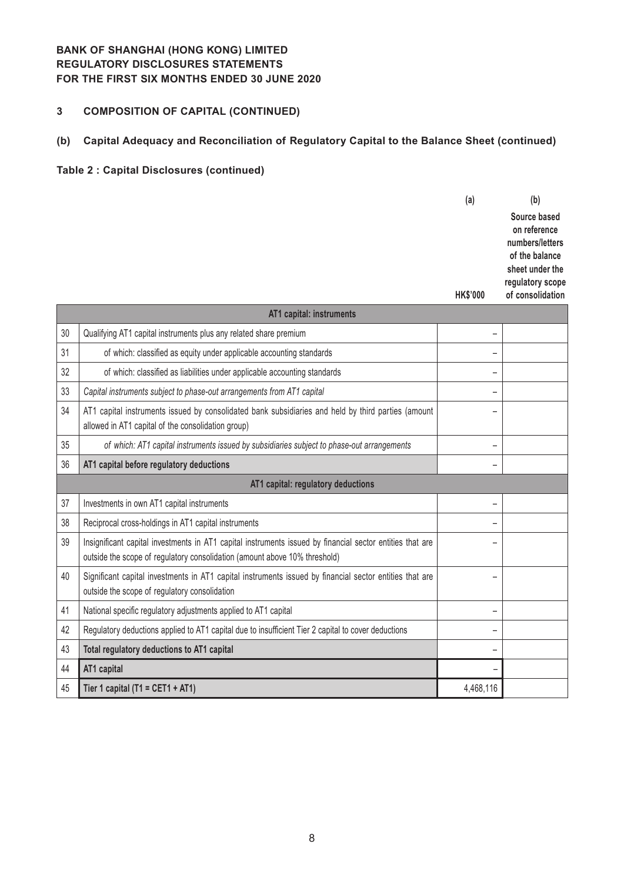**BANK OF SHANGHAI (HONG KONG) LIMITED**
**REGULATORY DISCLOSURES STATEMENTS**
**FOR THE FIRST SIX MONTHS ENDED 30 JUNE 2020**

## 3 COMPOSITION OF CAPITAL (CONTINUED)

### (b) Capital Adequacy and Reconciliation of Regulatory Capital to the Balance Sheet (continued)

**Table 2 : Capital Disclosures (continued)**

| | | (a) | (b) |
|---|---|---|---|
| | | HK$'000 | Source based on reference numbers/letters of the balance sheet under the regulatory scope of consolidation |
| | **AT1 capital: instruments** | | |
| 30 | Qualifying AT1 capital instruments plus any related share premium | – | |
| 31 | of which: classified as equity under applicable accounting standards | – | |
| 32 | of which: classified as liabilities under applicable accounting standards | – | |
| 33 | *Capital instruments subject to phase-out arrangements from AT1 capital* | – | |
| 34 | AT1 capital instruments issued by consolidated bank subsidiaries and held by third parties (amount allowed in AT1 capital of the consolidation group) | – | |
| 35 | *of which: AT1 capital instruments issued by subsidiaries subject to phase-out arrangements* | – | |
| 36 | **AT1 capital before regulatory deductions** | – | |
| | **AT1 capital: regulatory deductions** | | |
| 37 | Investments in own AT1 capital instruments | – | |
| 38 | Reciprocal cross-holdings in AT1 capital instruments | – | |
| 39 | Insignificant capital investments in AT1 capital instruments issued by financial sector entities that are outside the scope of regulatory consolidation (amount above 10% threshold) | – | |
| 40 | Significant capital investments in AT1 capital instruments issued by financial sector entities that are outside the scope of regulatory consolidation | – | |
| 41 | National specific regulatory adjustments applied to AT1 capital | – | |
| 42 | Regulatory deductions applied to AT1 capital due to insufficient Tier 2 capital to cover deductions | – | |
| 43 | **Total regulatory deductions to AT1 capital** | – | |
| 44 | **AT1 capital** | – | |
| 45 | **Tier 1 capital (T1 = CET1 + AT1)** | 4,468,116 | |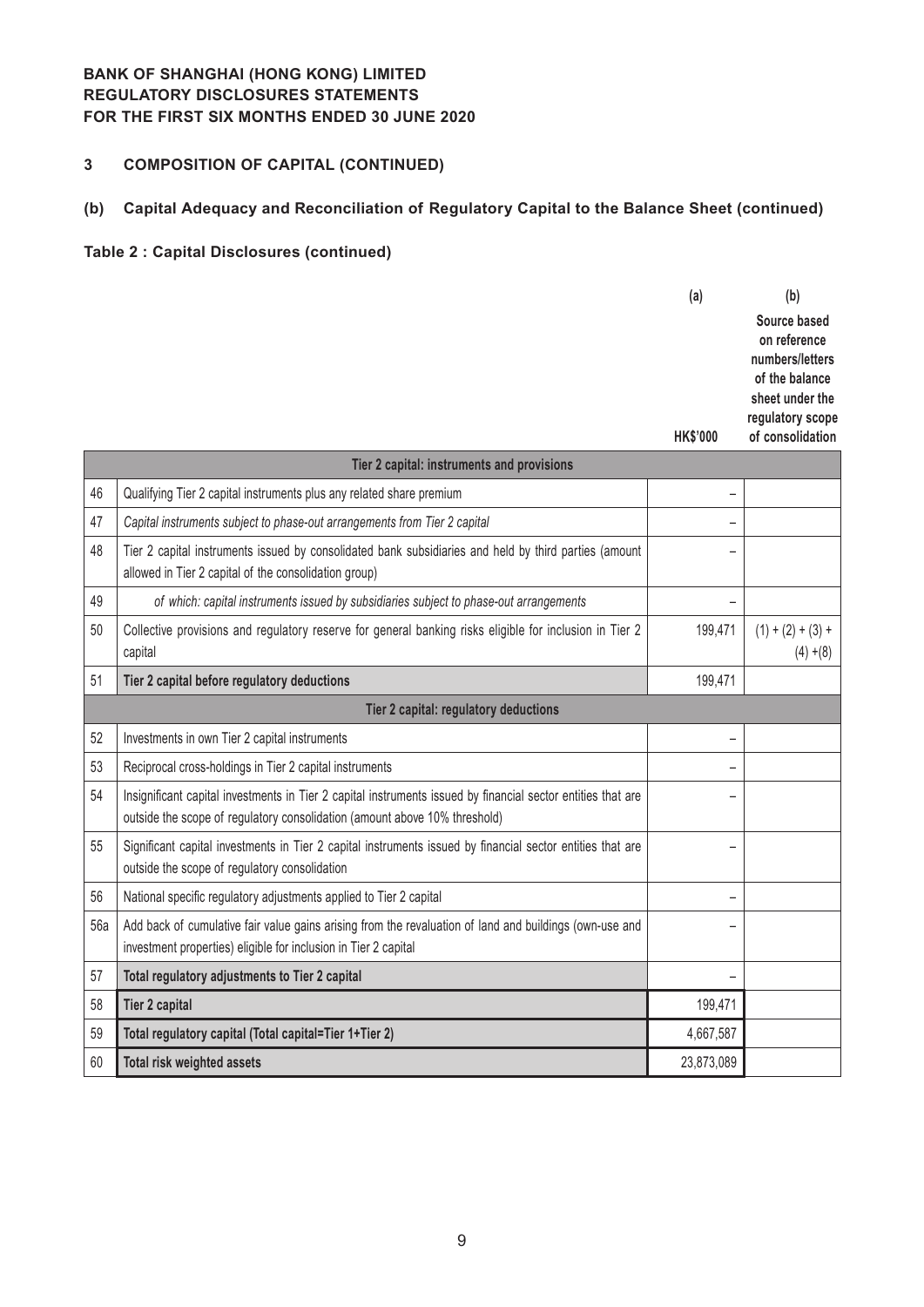**BANK OF SHANGHAI (HONG KONG) LIMITED**
**REGULATORY DISCLOSURES STATEMENTS**
**FOR THE FIRST SIX MONTHS ENDED 30 JUNE 2020**

## 3 COMPOSITION OF CAPITAL (CONTINUED)

### (b) Capital Adequacy and Reconciliation of Regulatory Capital to the Balance Sheet (continued)

**Table 2 : Capital Disclosures (continued)**

| | | (a) HK$'000 | (b) Source based on reference numbers/letters of the balance sheet under the regulatory scope of consolidation |
|---|---|---|---|
| | **Tier 2 capital: instruments and provisions** | | |
| 46 | Qualifying Tier 2 capital instruments plus any related share premium | – | |
| 47 | *Capital instruments subject to phase-out arrangements from Tier 2 capital* | – | |
| 48 | Tier 2 capital instruments issued by consolidated bank subsidiaries and held by third parties (amount allowed in Tier 2 capital of the consolidation group) | – | |
| 49 | *of which: capital instruments issued by subsidiaries subject to phase-out arrangements* | – | |
| 50 | Collective provisions and regulatory reserve for general banking risks eligible for inclusion in Tier 2 capital | 199,471 | (1) + (2) + (3) + (4) +(8) |
| 51 | **Tier 2 capital before regulatory deductions** | 199,471 | |
| | **Tier 2 capital: regulatory deductions** | | |
| 52 | Investments in own Tier 2 capital instruments | – | |
| 53 | Reciprocal cross-holdings in Tier 2 capital instruments | – | |
| 54 | Insignificant capital investments in Tier 2 capital instruments issued by financial sector entities that are outside the scope of regulatory consolidation (amount above 10% threshold) | – | |
| 55 | Significant capital investments in Tier 2 capital instruments issued by financial sector entities that are outside the scope of regulatory consolidation | – | |
| 56 | National specific regulatory adjustments applied to Tier 2 capital | – | |
| 56a | Add back of cumulative fair value gains arising from the revaluation of land and buildings (own-use and investment properties) eligible for inclusion in Tier 2 capital | – | |
| 57 | **Total regulatory adjustments to Tier 2 capital** | – | |
| 58 | **Tier 2 capital** | 199,471 | |
| 59 | **Total regulatory capital (Total capital=Tier 1+Tier 2)** | 4,667,587 | |
| 60 | **Total risk weighted assets** | 23,873,089 | |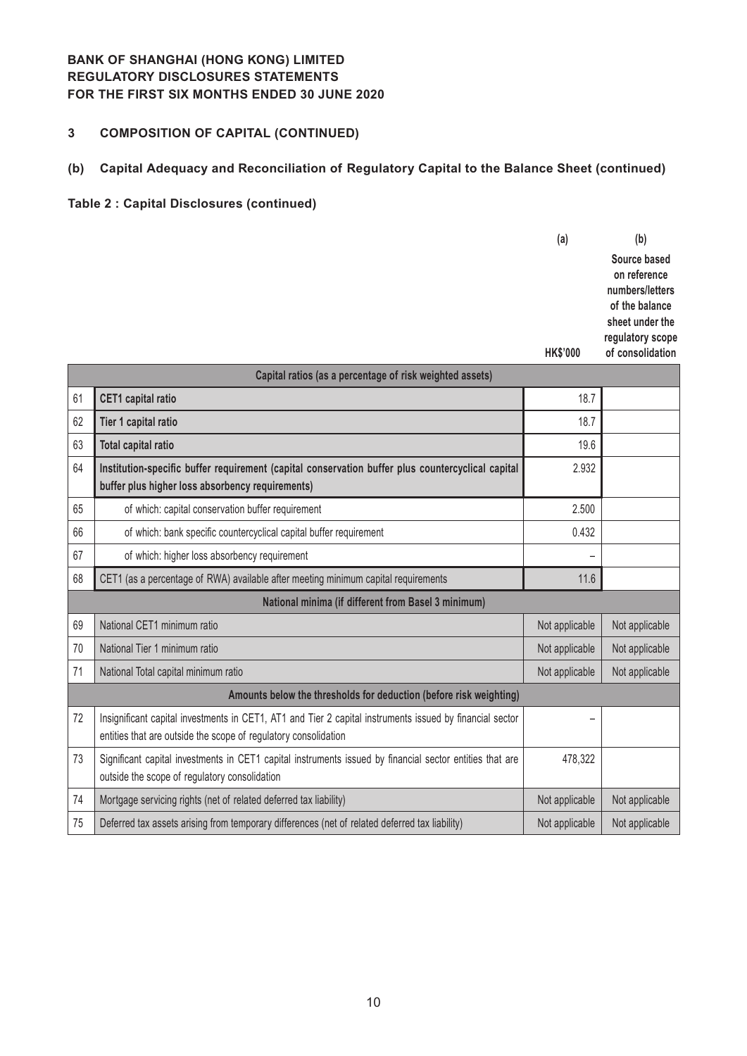**BANK OF SHANGHAI (HONG KONG) LIMITED**
**REGULATORY DISCLOSURES STATEMENTS**
**FOR THE FIRST SIX MONTHS ENDED 30 JUNE 2020**

## 3 COMPOSITION OF CAPITAL (CONTINUED)

### (b) Capital Adequacy and Reconciliation of Regulatory Capital to the Balance Sheet (continued)

**Table 2 : Capital Disclosures (continued)**

| | | (a) HK$'000 | (b) Source based on reference numbers/letters of the balance sheet under the regulatory scope of consolidation |
|---|---|---|---|
| | **Capital ratios (as a percentage of risk weighted assets)** | | |
| 61 | **CET1 capital ratio** | 18.7 | |
| 62 | **Tier 1 capital ratio** | 18.7 | |
| 63 | **Total capital ratio** | 19.6 | |
| 64 | **Institution-specific buffer requirement (capital conservation buffer plus countercyclical capital buffer plus higher loss absorbency requirements)** | 2.932 | |
| 65 | of which: capital conservation buffer requirement | 2.500 | |
| 66 | of which: bank specific countercyclical capital buffer requirement | 0.432 | |
| 67 | of which: higher loss absorbency requirement | – | |
| 68 | CET1 (as a percentage of RWA) available after meeting minimum capital requirements | 11.6 | |
| | **National minima (if different from Basel 3 minimum)** | | |
| 69 | National CET1 minimum ratio | Not applicable | Not applicable |
| 70 | National Tier 1 minimum ratio | Not applicable | Not applicable |
| 71 | National Total capital minimum ratio | Not applicable | Not applicable |
| | **Amounts below the thresholds for deduction (before risk weighting)** | | |
| 72 | Insignificant capital investments in CET1, AT1 and Tier 2 capital instruments issued by financial sector entities that are outside the scope of regulatory consolidation | – | |
| 73 | Significant capital investments in CET1 capital instruments issued by financial sector entities that are outside the scope of regulatory consolidation | 478,322 | |
| 74 | Mortgage servicing rights (net of related deferred tax liability) | Not applicable | Not applicable |
| 75 | Deferred tax assets arising from temporary differences (net of related deferred tax liability) | Not applicable | Not applicable |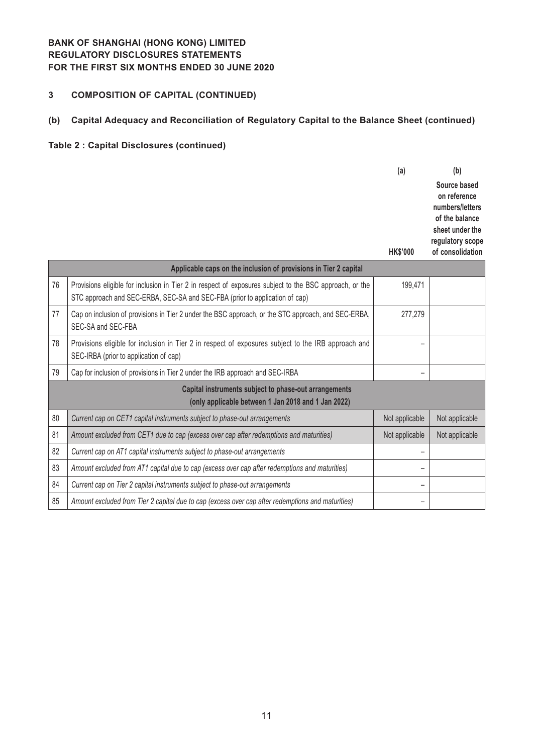**BANK OF SHANGHAI (HONG KONG) LIMITED**
**REGULATORY DISCLOSURES STATEMENTS**
**FOR THE FIRST SIX MONTHS ENDED 30 JUNE 2020**

## 3 COMPOSITION OF CAPITAL (CONTINUED)

### (b) Capital Adequacy and Reconciliation of Regulatory Capital to the Balance Sheet (continued)

#### Table 2 : Capital Disclosures (continued)

| | | (a) HK$'000 | (b) Source based on reference numbers/letters of the balance sheet under the regulatory scope of consolidation |
|---|---|---|---|
| | **Applicable caps on the inclusion of provisions in Tier 2 capital** | | |
| 76 | Provisions eligible for inclusion in Tier 2 in respect of exposures subject to the BSC approach, or the STC approach and SEC-ERBA, SEC-SA and SEC-FBA (prior to application of cap) | 199,471 | |
| 77 | Cap on inclusion of provisions in Tier 2 under the BSC approach, or the STC approach, and SEC-ERBA, SEC-SA and SEC-FBA | 277,279 | |
| 78 | Provisions eligible for inclusion in Tier 2 in respect of exposures subject to the IRB approach and SEC-IRBA (prior to application of cap) | – | |
| 79 | Cap for inclusion of provisions in Tier 2 under the IRB approach and SEC-IRBA | – | |
| | **Capital instruments subject to phase-out arrangements (only applicable between 1 Jan 2018 and 1 Jan 2022)** | | |
| 80 | *Current cap on CET1 capital instruments subject to phase-out arrangements* | Not applicable | Not applicable |
| 81 | *Amount excluded from CET1 due to cap (excess over cap after redemptions and maturities)* | Not applicable | Not applicable |
| 82 | *Current cap on AT1 capital instruments subject to phase-out arrangements* | – | |
| 83 | *Amount excluded from AT1 capital due to cap (excess over cap after redemptions and maturities)* | – | |
| 84 | *Current cap on Tier 2 capital instruments subject to phase-out arrangements* | – | |
| 85 | *Amount excluded from Tier 2 capital due to cap (excess over cap after redemptions and maturities)* | – | |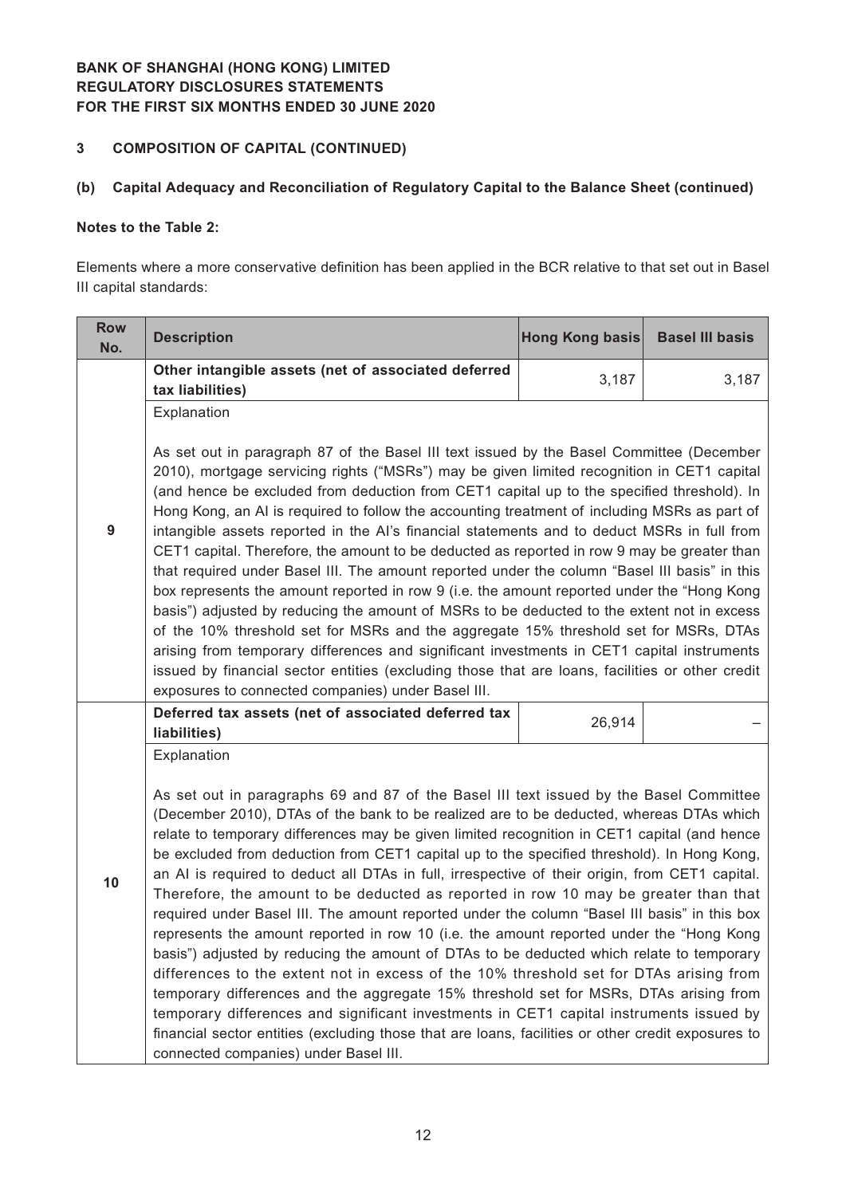**BANK OF SHANGHAI (HONG KONG) LIMITED**
**REGULATORY DISCLOSURES STATEMENTS**
**FOR THE FIRST SIX MONTHS ENDED 30 JUNE 2020**

## 3 COMPOSITION OF CAPITAL (CONTINUED)

### (b) Capital Adequacy and Reconciliation of Regulatory Capital to the Balance Sheet (continued)

**Notes to the Table 2:**

Elements where a more conservative definition has been applied in the BCR relative to that set out in Basel III capital standards:

| Row No. | Description | Hong Kong basis | Basel III basis |
|---|---|---|---|
| 9 | **Other intangible assets (net of associated deferred tax liabilities)** | 3,187 | 3,187 |
| | Explanation<br><br>As set out in paragraph 87 of the Basel III text issued by the Basel Committee (December 2010), mortgage servicing rights ("MSRs") may be given limited recognition in CET1 capital (and hence be excluded from deduction from CET1 capital up to the specified threshold). In Hong Kong, an AI is required to follow the accounting treatment of including MSRs as part of intangible assets reported in the AI's financial statements and to deduct MSRs in full from CET1 capital. Therefore, the amount to be deducted as reported in row 9 may be greater than that required under Basel III. The amount reported under the column "Basel III basis" in this box represents the amount reported in row 9 (i.e. the amount reported under the "Hong Kong basis") adjusted by reducing the amount of MSRs to be deducted to the extent not in excess of the 10% threshold set for MSRs and the aggregate 15% threshold set for MSRs, DTAs arising from temporary differences and significant investments in CET1 capital instruments issued by financial sector entities (excluding those that are loans, facilities or other credit exposures to connected companies) under Basel III. | | |
| 10 | **Deferred tax assets (net of associated deferred tax liabilities)** | 26,914 | – |
| | Explanation<br><br>As set out in paragraphs 69 and 87 of the Basel III text issued by the Basel Committee (December 2010), DTAs of the bank to be realized are to be deducted, whereas DTAs which relate to temporary differences may be given limited recognition in CET1 capital (and hence be excluded from deduction from CET1 capital up to the specified threshold). In Hong Kong, an AI is required to deduct all DTAs in full, irrespective of their origin, from CET1 capital. Therefore, the amount to be deducted as reported in row 10 may be greater than that required under Basel III. The amount reported under the column "Basel III basis" in this box represents the amount reported in row 10 (i.e. the amount reported under the "Hong Kong basis") adjusted by reducing the amount of DTAs to be deducted which relate to temporary differences to the extent not in excess of the 10% threshold set for DTAs arising from temporary differences and the aggregate 15% threshold set for MSRs, DTAs arising from temporary differences and significant investments in CET1 capital instruments issued by financial sector entities (excluding those that are loans, facilities or other credit exposures to connected companies) under Basel III. | | |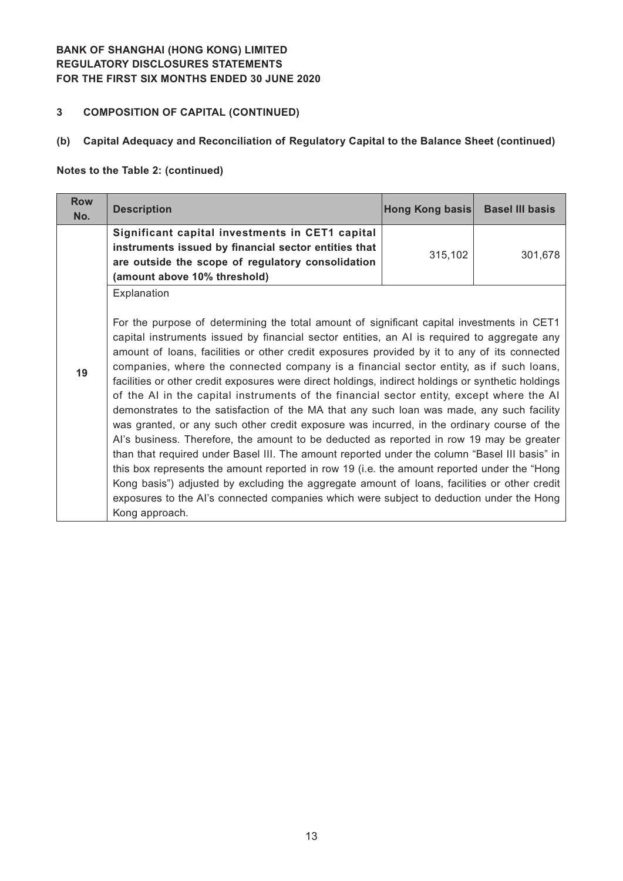**BANK OF SHANGHAI (HONG KONG) LIMITED**
**REGULATORY DISCLOSURES STATEMENTS**
**FOR THE FIRST SIX MONTHS ENDED 30 JUNE 2020**

## 3 COMPOSITION OF CAPITAL (CONTINUED)

### (b) Capital Adequacy and Reconciliation of Regulatory Capital to the Balance Sheet (continued)

**Notes to the Table 2: (continued)**

| Row No. | Description | Hong Kong basis | Basel III basis |
|---|---|---|---|
| 19 | **Significant capital investments in CET1 capital instruments issued by financial sector entities that are outside the scope of regulatory consolidation (amount above 10% threshold)** | 315,102 | 301,678 |
| | Explanation<br><br>For the purpose of determining the total amount of significant capital investments in CET1 capital instruments issued by financial sector entities, an AI is required to aggregate any amount of loans, facilities or other credit exposures provided by it to any of its connected companies, where the connected company is a financial sector entity, as if such loans, facilities or other credit exposures were direct holdings, indirect holdings or synthetic holdings of the AI in the capital instruments of the financial sector entity, except where the AI demonstrates to the satisfaction of the MA that any such loan was made, any such facility was granted, or any such other credit exposure was incurred, in the ordinary course of the AI's business. Therefore, the amount to be deducted as reported in row 19 may be greater than that required under Basel III. The amount reported under the column "Basel III basis" in this box represents the amount reported in row 19 (i.e. the amount reported under the "Hong Kong basis") adjusted by excluding the aggregate amount of loans, facilities or other credit exposures to the AI's connected companies which were subject to deduction under the Hong Kong approach. | | |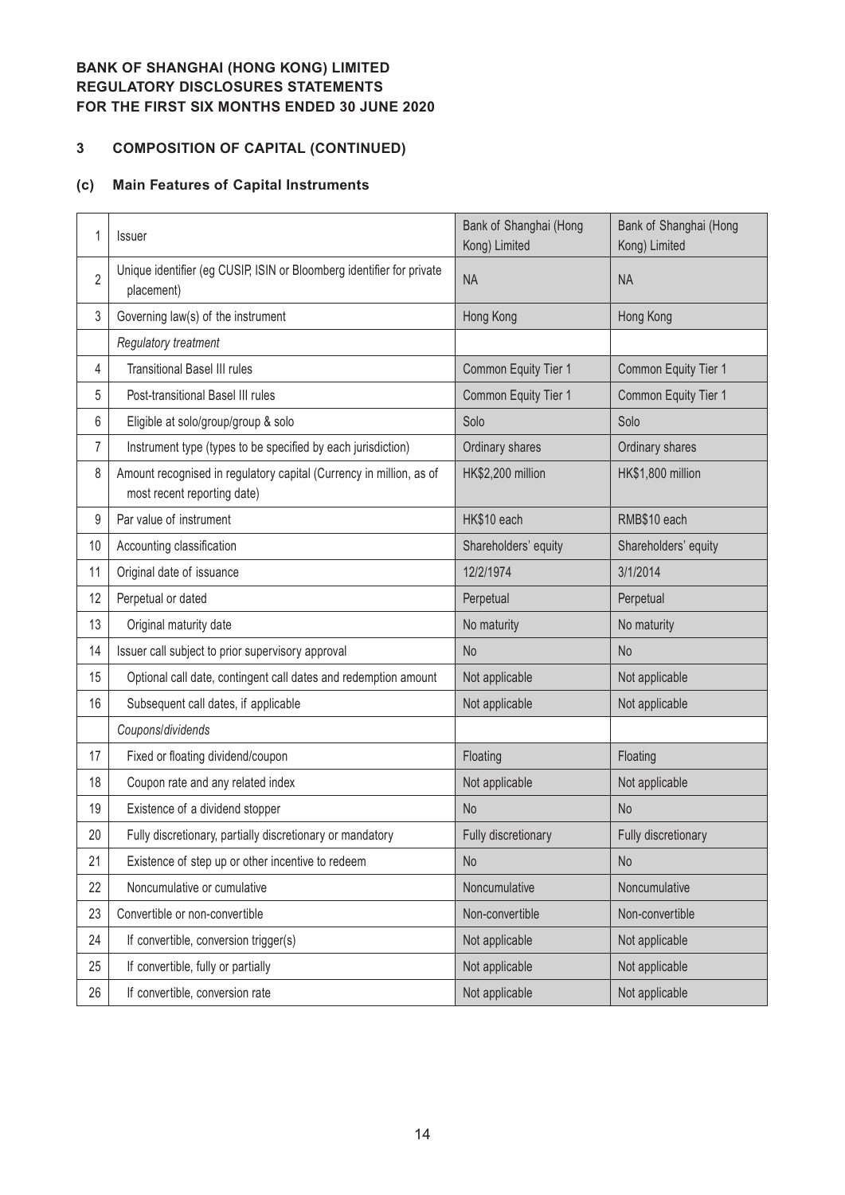**BANK OF SHANGHAI (HONG KONG) LIMITED**
**REGULATORY DISCLOSURES STATEMENTS**
**FOR THE FIRST SIX MONTHS ENDED 30 JUNE 2020**

## 3 COMPOSITION OF CAPITAL (CONTINUED)

### (c) Main Features of Capital Instruments

| | | | |
|---|---|---|---|
| 1 | Issuer | Bank of Shanghai (Hong Kong) Limited | Bank of Shanghai (Hong Kong) Limited |
| 2 | Unique identifier (eg CUSIP, ISIN or Bloomberg identifier for private placement) | NA | NA |
| 3 | Governing law(s) of the instrument | Hong Kong | Hong Kong |
| | *Regulatory treatment* | | |
| 4 | Transitional Basel III rules | Common Equity Tier 1 | Common Equity Tier 1 |
| 5 | Post-transitional Basel III rules | Common Equity Tier 1 | Common Equity Tier 1 |
| 6 | Eligible at solo/group/group & solo | Solo | Solo |
| 7 | Instrument type (types to be specified by each jurisdiction) | Ordinary shares | Ordinary shares |
| 8 | Amount recognised in regulatory capital (Currency in million, as of most recent reporting date) | HK$2,200 million | HK$1,800 million |
| 9 | Par value of instrument | HK$10 each | RMB$10 each |
| 10 | Accounting classification | Shareholders' equity | Shareholders' equity |
| 11 | Original date of issuance | 12/2/1974 | 3/1/2014 |
| 12 | Perpetual or dated | Perpetual | Perpetual |
| 13 | Original maturity date | No maturity | No maturity |
| 14 | Issuer call subject to prior supervisory approval | No | No |
| 15 | Optional call date, contingent call dates and redemption amount | Not applicable | Not applicable |
| 16 | Subsequent call dates, if applicable | Not applicable | Not applicable |
| | *Coupons/dividends* | | |
| 17 | Fixed or floating dividend/coupon | Floating | Floating |
| 18 | Coupon rate and any related index | Not applicable | Not applicable |
| 19 | Existence of a dividend stopper | No | No |
| 20 | Fully discretionary, partially discretionary or mandatory | Fully discretionary | Fully discretionary |
| 21 | Existence of step up or other incentive to redeem | No | No |
| 22 | Noncumulative or cumulative | Noncumulative | Noncumulative |
| 23 | Convertible or non-convertible | Non-convertible | Non-convertible |
| 24 | If convertible, conversion trigger(s) | Not applicable | Not applicable |
| 25 | If convertible, fully or partially | Not applicable | Not applicable |
| 26 | If convertible, conversion rate | Not applicable | Not applicable |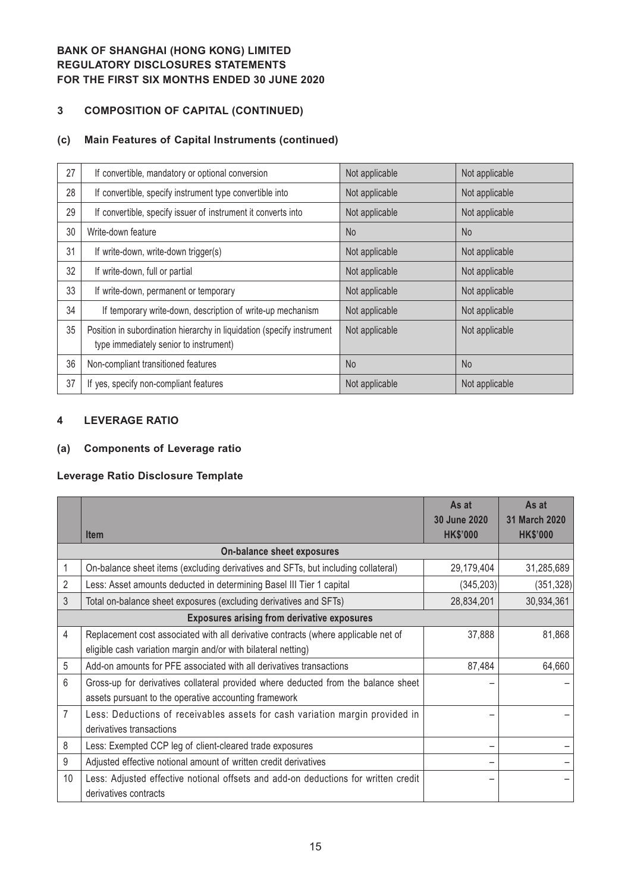**BANK OF SHANGHAI (HONG KONG) LIMITED**
**REGULATORY DISCLOSURES STATEMENTS**
**FOR THE FIRST SIX MONTHS ENDED 30 JUNE 2020**

## 3 COMPOSITION OF CAPITAL (CONTINUED)

### (c) Main Features of Capital Instruments (continued)

| | | | |
|---|---|---|---|
| 27 | If convertible, mandatory or optional conversion | Not applicable | Not applicable |
| 28 | If convertible, specify instrument type convertible into | Not applicable | Not applicable |
| 29 | If convertible, specify issuer of instrument it converts into | Not applicable | Not applicable |
| 30 | Write-down feature | No | No |
| 31 | If write-down, write-down trigger(s) | Not applicable | Not applicable |
| 32 | If write-down, full or partial | Not applicable | Not applicable |
| 33 | If write-down, permanent or temporary | Not applicable | Not applicable |
| 34 | If temporary write-down, description of write-up mechanism | Not applicable | Not applicable |
| 35 | Position in subordination hierarchy in liquidation (specify instrument type immediately senior to instrument) | Not applicable | Not applicable |
| 36 | Non-compliant transitioned features | No | No |
| 37 | If yes, specify non-compliant features | Not applicable | Not applicable |

## 4 LEVERAGE RATIO

### (a) Components of Leverage ratio

**Leverage Ratio Disclosure Template**

| | Item | As at 30 June 2020 HK$'000 | As at 31 March 2020 HK$'000 |
|---|---|---|---|
| | **On-balance sheet exposures** | | |
| 1 | On-balance sheet items (excluding derivatives and SFTs, but including collateral) | 29,179,404 | 31,285,689 |
| 2 | Less: Asset amounts deducted in determining Basel III Tier 1 capital | (345,203) | (351,328) |
| 3 | Total on-balance sheet exposures (excluding derivatives and SFTs) | 28,834,201 | 30,934,361 |
| | **Exposures arising from derivative exposures** | | |
| 4 | Replacement cost associated with all derivative contracts (where applicable net of eligible cash variation margin and/or with bilateral netting) | 37,888 | 81,868 |
| 5 | Add-on amounts for PFE associated with all derivatives transactions | 87,484 | 64,660 |
| 6 | Gross-up for derivatives collateral provided where deducted from the balance sheet assets pursuant to the operative accounting framework | – | – |
| 7 | Less: Deductions of receivables assets for cash variation margin provided in derivatives transactions | – | – |
| 8 | Less: Exempted CCP leg of client-cleared trade exposures | – | – |
| 9 | Adjusted effective notional amount of written credit derivatives | – | – |
| 10 | Less: Adjusted effective notional offsets and add-on deductions for written credit derivatives contracts | – | – |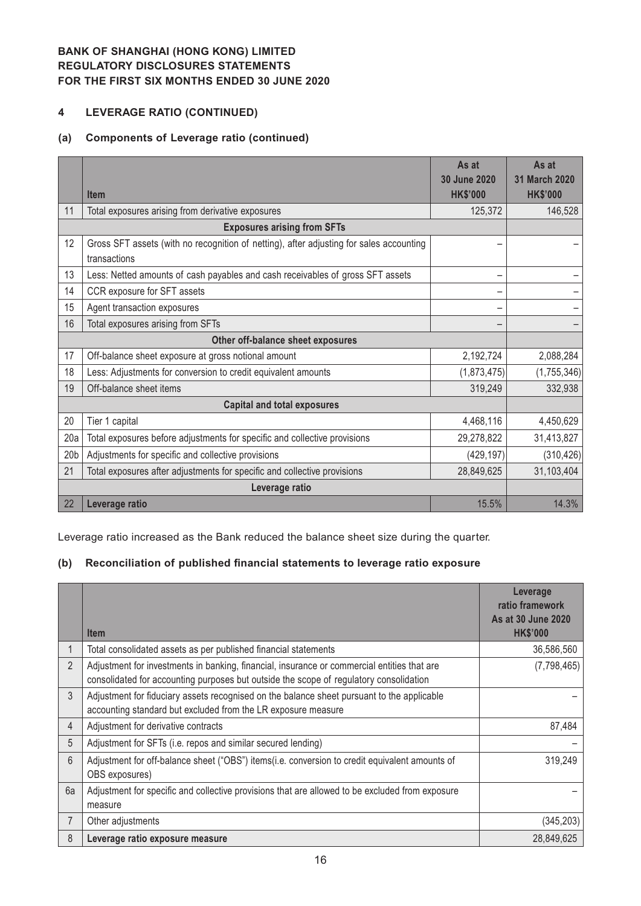**BANK OF SHANGHAI (HONG KONG) LIMITED**
**REGULATORY DISCLOSURES STATEMENTS**
**FOR THE FIRST SIX MONTHS ENDED 30 JUNE 2020**

## 4 LEVERAGE RATIO (CONTINUED)

### (a) Components of Leverage ratio (continued)

| | Item | As at 30 June 2020 HK$'000 | As at 31 March 2020 HK$'000 |
|---|---|---|---|
| 11 | Total exposures arising from derivative exposures | 125,372 | 146,528 |
| | **Exposures arising from SFTs** | | |
| 12 | Gross SFT assets (with no recognition of netting), after adjusting for sales accounting transactions | – | – |
| 13 | Less: Netted amounts of cash payables and cash receivables of gross SFT assets | – | – |
| 14 | CCR exposure for SFT assets | – | – |
| 15 | Agent transaction exposures | – | – |
| 16 | Total exposures arising from SFTs | – | – |
| | **Other off-balance sheet exposures** | | |
| 17 | Off-balance sheet exposure at gross notional amount | 2,192,724 | 2,088,284 |
| 18 | Less: Adjustments for conversion to credit equivalent amounts | (1,873,475) | (1,755,346) |
| 19 | Off-balance sheet items | 319,249 | 332,938 |
| | **Capital and total exposures** | | |
| 20 | Tier 1 capital | 4,468,116 | 4,450,629 |
| 20a | Total exposures before adjustments for specific and collective provisions | 29,278,822 | 31,413,827 |
| 20b | Adjustments for specific and collective provisions | (429,197) | (310,426) |
| 21 | Total exposures after adjustments for specific and collective provisions | 28,849,625 | 31,103,404 |
| | **Leverage ratio** | | |
| 22 | **Leverage ratio** | 15.5% | 14.3% |

Leverage ratio increased as the Bank reduced the balance sheet size during the quarter.

### (b) Reconciliation of published financial statements to leverage ratio exposure

| | Item | Leverage ratio framework As at 30 June 2020 HK$'000 |
|---|---|---|
| 1 | Total consolidated assets as per published financial statements | 36,586,560 |
| 2 | Adjustment for investments in banking, financial, insurance or commercial entities that are consolidated for accounting purposes but outside the scope of regulatory consolidation | (7,798,465) |
| 3 | Adjustment for fiduciary assets recognised on the balance sheet pursuant to the applicable accounting standard but excluded from the LR exposure measure | – |
| 4 | Adjustment for derivative contracts | 87,484 |
| 5 | Adjustment for SFTs (i.e. repos and similar secured lending) | – |
| 6 | Adjustment for off-balance sheet ("OBS") items(i.e. conversion to credit equivalent amounts of OBS exposures) | 319,249 |
| 6a | Adjustment for specific and collective provisions that are allowed to be excluded from exposure measure | – |
| 7 | Other adjustments | (345,203) |
| 8 | **Leverage ratio exposure measure** | 28,849,625 |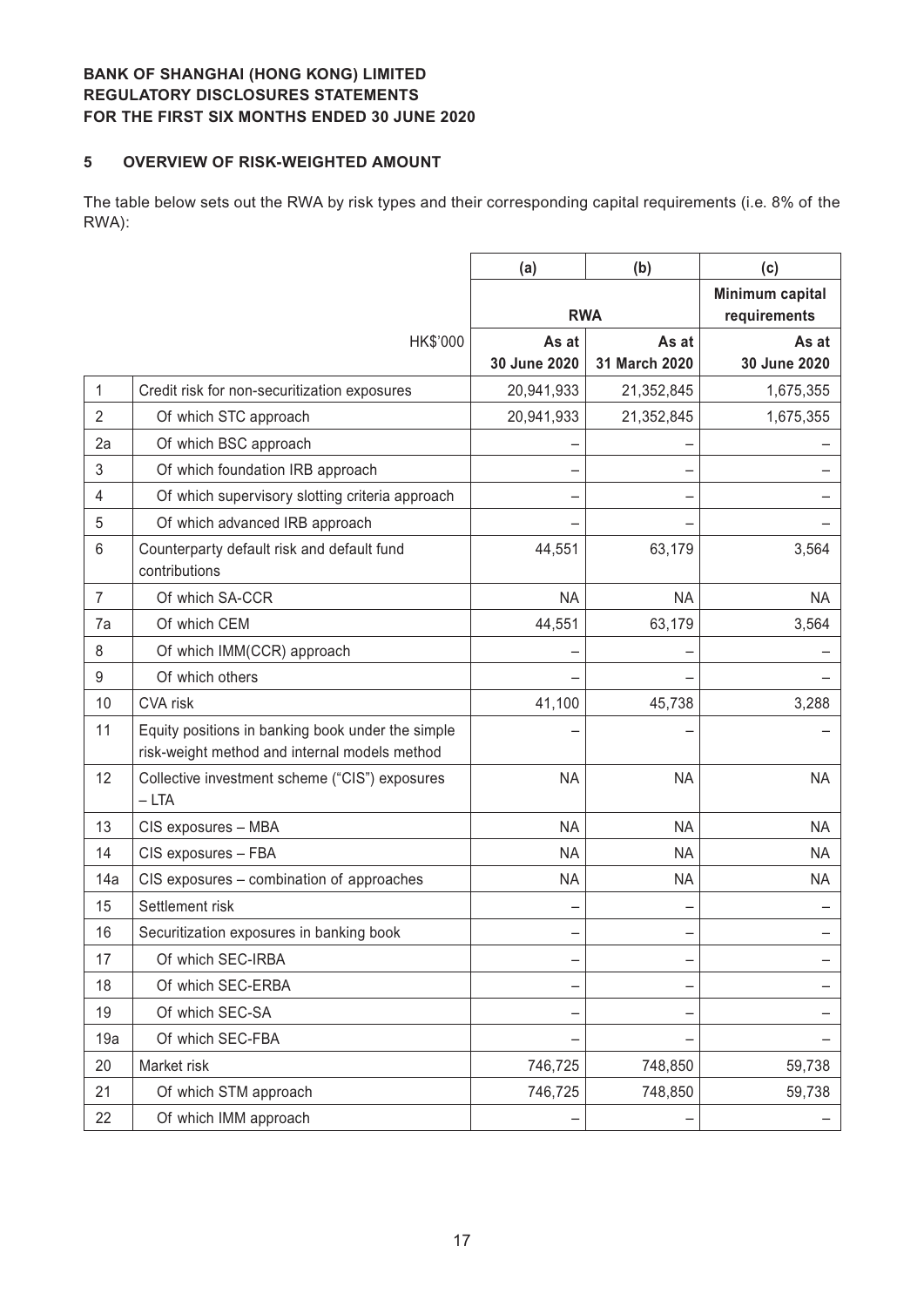**BANK OF SHANGHAI (HONG KONG) LIMITED**
**REGULATORY DISCLOSURES STATEMENTS**
**FOR THE FIRST SIX MONTHS ENDED 30 JUNE 2020**

## 5 OVERVIEW OF RISK-WEIGHTED AMOUNT

The table below sets out the RWA by risk types and their corresponding capital requirements (i.e. 8% of the RWA):

| | | (a) | (b) | (c) |
|---|---|---|---|---|
| | | RWA | | Minimum capital requirements |
| | HK$'000 | As at 30 June 2020 | As at 31 March 2020 | As at 30 June 2020 |
| 1 | Credit risk for non-securitization exposures | 20,941,933 | 21,352,845 | 1,675,355 |
| 2 | Of which STC approach | 20,941,933 | 21,352,845 | 1,675,355 |
| 2a | Of which BSC approach | – | – | – |
| 3 | Of which foundation IRB approach | – | – | – |
| 4 | Of which supervisory slotting criteria approach | – | – | – |
| 5 | Of which advanced IRB approach | – | – | – |
| 6 | Counterparty default risk and default fund contributions | 44,551 | 63,179 | 3,564 |
| 7 | Of which SA-CCR | NA | NA | NA |
| 7a | Of which CEM | 44,551 | 63,179 | 3,564 |
| 8 | Of which IMM(CCR) approach | – | – | – |
| 9 | Of which others | – | – | – |
| 10 | CVA risk | 41,100 | 45,738 | 3,288 |
| 11 | Equity positions in banking book under the simple risk-weight method and internal models method | – | – | – |
| 12 | Collective investment scheme ("CIS") exposures – LTA | NA | NA | NA |
| 13 | CIS exposures – MBA | NA | NA | NA |
| 14 | CIS exposures – FBA | NA | NA | NA |
| 14a | CIS exposures – combination of approaches | NA | NA | NA |
| 15 | Settlement risk | – | – | – |
| 16 | Securitization exposures in banking book | – | – | – |
| 17 | Of which SEC-IRBA | – | – | – |
| 18 | Of which SEC-ERBA | – | – | – |
| 19 | Of which SEC-SA | – | – | – |
| 19a | Of which SEC-FBA | – | – | – |
| 20 | Market risk | 746,725 | 748,850 | 59,738 |
| 21 | Of which STM approach | 746,725 | 748,850 | 59,738 |
| 22 | Of which IMM approach | – | – | – |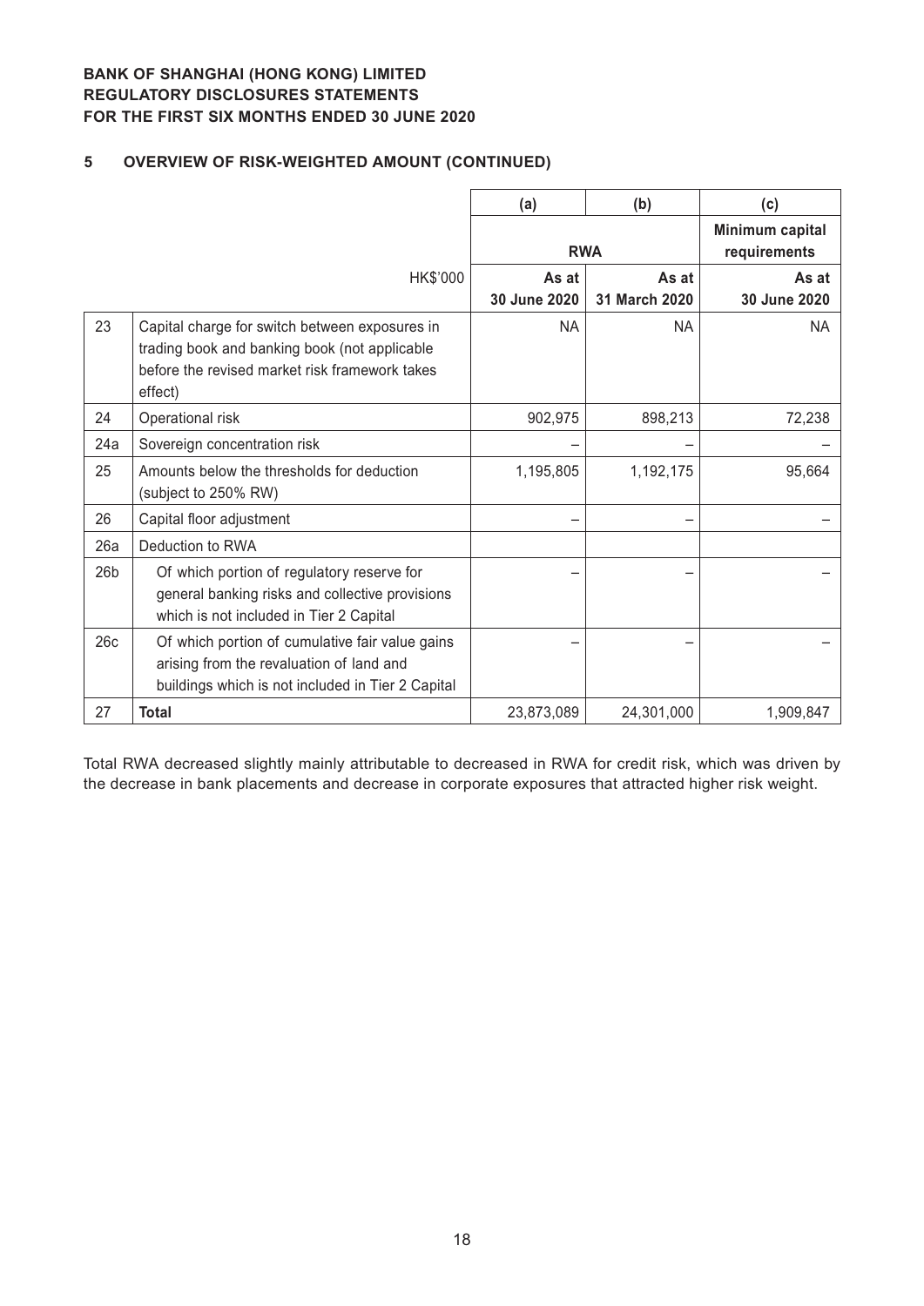**BANK OF SHANGHAI (HONG KONG) LIMITED**
**REGULATORY DISCLOSURES STATEMENTS**
**FOR THE FIRST SIX MONTHS ENDED 30 JUNE 2020**

## 5 OVERVIEW OF RISK-WEIGHTED AMOUNT (CONTINUED)

| | | (a) | (b) | (c) |
|---|---|---|---|---|
| | | **RWA** | | **Minimum capital requirements** |
| | HK$'000 | **As at 30 June 2020** | **As at 31 March 2020** | **As at 30 June 2020** |
| 23 | Capital charge for switch between exposures in trading book and banking book (not applicable before the revised market risk framework takes effect) | NA | NA | NA |
| 24 | Operational risk | 902,975 | 898,213 | 72,238 |
| 24a | Sovereign concentration risk | – | – | – |
| 25 | Amounts below the thresholds for deduction (subject to 250% RW) | 1,195,805 | 1,192,175 | 95,664 |
| 26 | Capital floor adjustment | – | – | – |
| 26a | Deduction to RWA | | | |
| 26b | Of which portion of regulatory reserve for general banking risks and collective provisions which is not included in Tier 2 Capital | – | – | – |
| 26c | Of which portion of cumulative fair value gains arising from the revaluation of land and buildings which is not included in Tier 2 Capital | – | – | – |
| 27 | **Total** | 23,873,089 | 24,301,000 | 1,909,847 |

Total RWA decreased slightly mainly attributable to decreased in RWA for credit risk, which was driven by the decrease in bank placements and decrease in corporate exposures that attracted higher risk weight.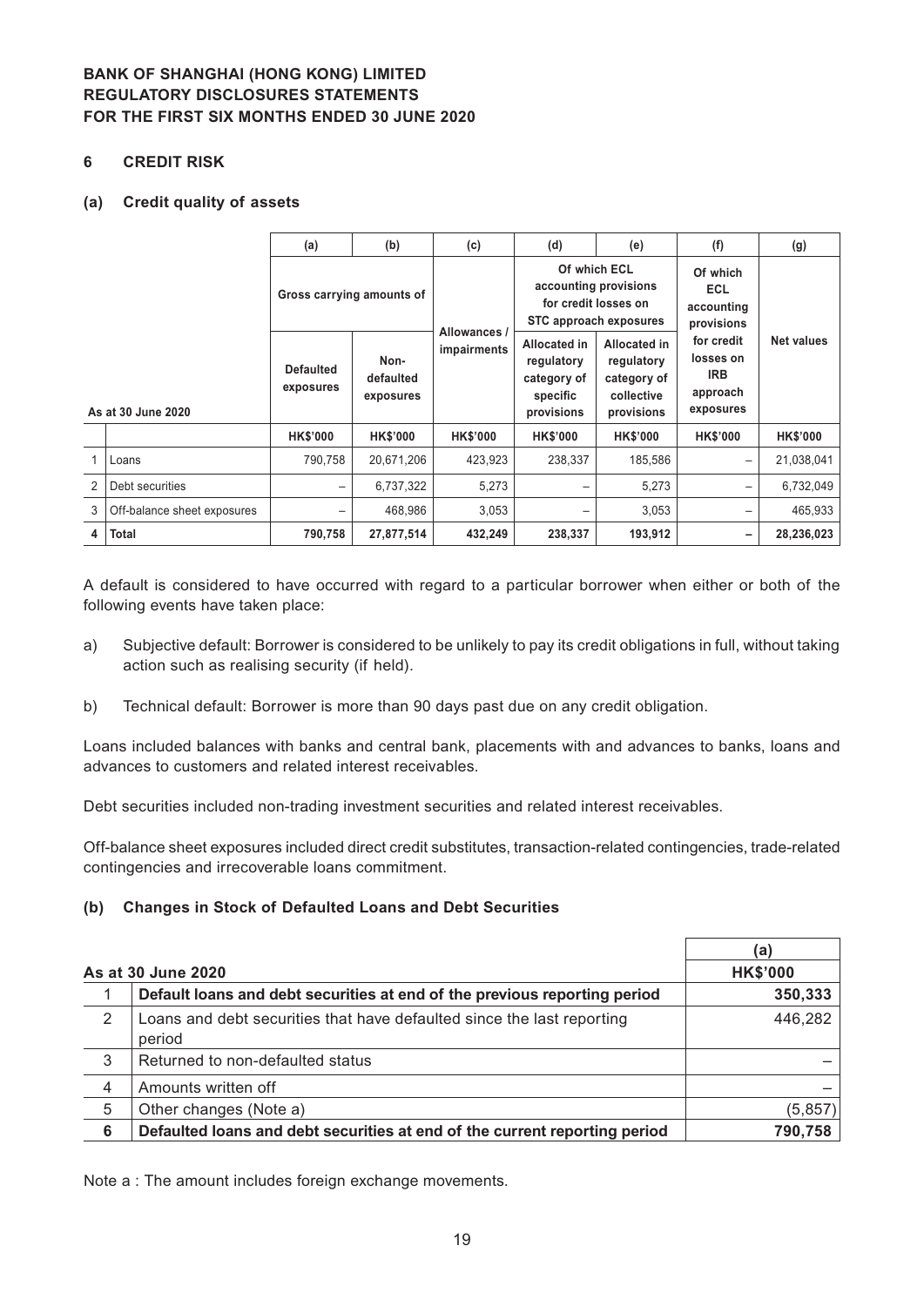**BANK OF SHANGHAI (HONG KONG) LIMITED**
**REGULATORY DISCLOSURES STATEMENTS**
**FOR THE FIRST SIX MONTHS ENDED 30 JUNE 2020**

## 6 CREDIT RISK

### (a) Credit quality of assets

| | | (a) | (b) | (c) | (d) | (e) | (f) | (g) |
|---|---|---|---|---|---|---|---|---|
| | | Gross carrying amounts of | | Allowances / impairments | Of which ECL accounting provisions for credit losses on STC approach exposures | | Of which ECL accounting provisions for credit losses on IRB approach exposures | Net values |
| | As at 30 June 2020 | Defaulted exposures | Non-defaulted exposures | | Allocated in regulatory category of specific provisions | Allocated in regulatory category of collective provisions | | |
| | | HK$'000 | HK$'000 | HK$'000 | HK$'000 | HK$'000 | HK$'000 | HK$'000 |
| 1 | Loans | 790,758 | 20,671,206 | 423,923 | 238,337 | 185,586 | – | 21,038,041 |
| 2 | Debt securities | – | 6,737,322 | 5,273 | – | 5,273 | – | 6,732,049 |
| 3 | Off-balance sheet exposures | – | 468,986 | 3,053 | – | 3,053 | – | 465,933 |
| 4 | **Total** | **790,758** | **27,877,514** | **432,249** | **238,337** | **193,912** | **–** | **28,236,023** |

A default is considered to have occurred with regard to a particular borrower when either or both of the following events have taken place:

a) Subjective default: Borrower is considered to be unlikely to pay its credit obligations in full, without taking action such as realising security (if held).

b) Technical default: Borrower is more than 90 days past due on any credit obligation.

Loans included balances with banks and central bank, placements with and advances to banks, loans and advances to customers and related interest receivables.

Debt securities included non-trading investment securities and related interest receivables.

Off-balance sheet exposures included direct credit substitutes, transaction-related contingencies, trade-related contingencies and irrecoverable loans commitment.

### (b) Changes in Stock of Defaulted Loans and Debt Securities

| | | (a) |
|---|---|---|
| **As at 30 June 2020** | | **HK$'000** |
| 1 | **Default loans and debt securities at end of the previous reporting period** | **350,333** |
| 2 | Loans and debt securities that have defaulted since the last reporting period | 446,282 |
| 3 | Returned to non-defaulted status | – |
| 4 | Amounts written off | – |
| 5 | Other changes (Note a) | (5,857) |
| 6 | **Defaulted loans and debt securities at end of the current reporting period** | **790,758** |

Note a : The amount includes foreign exchange movements.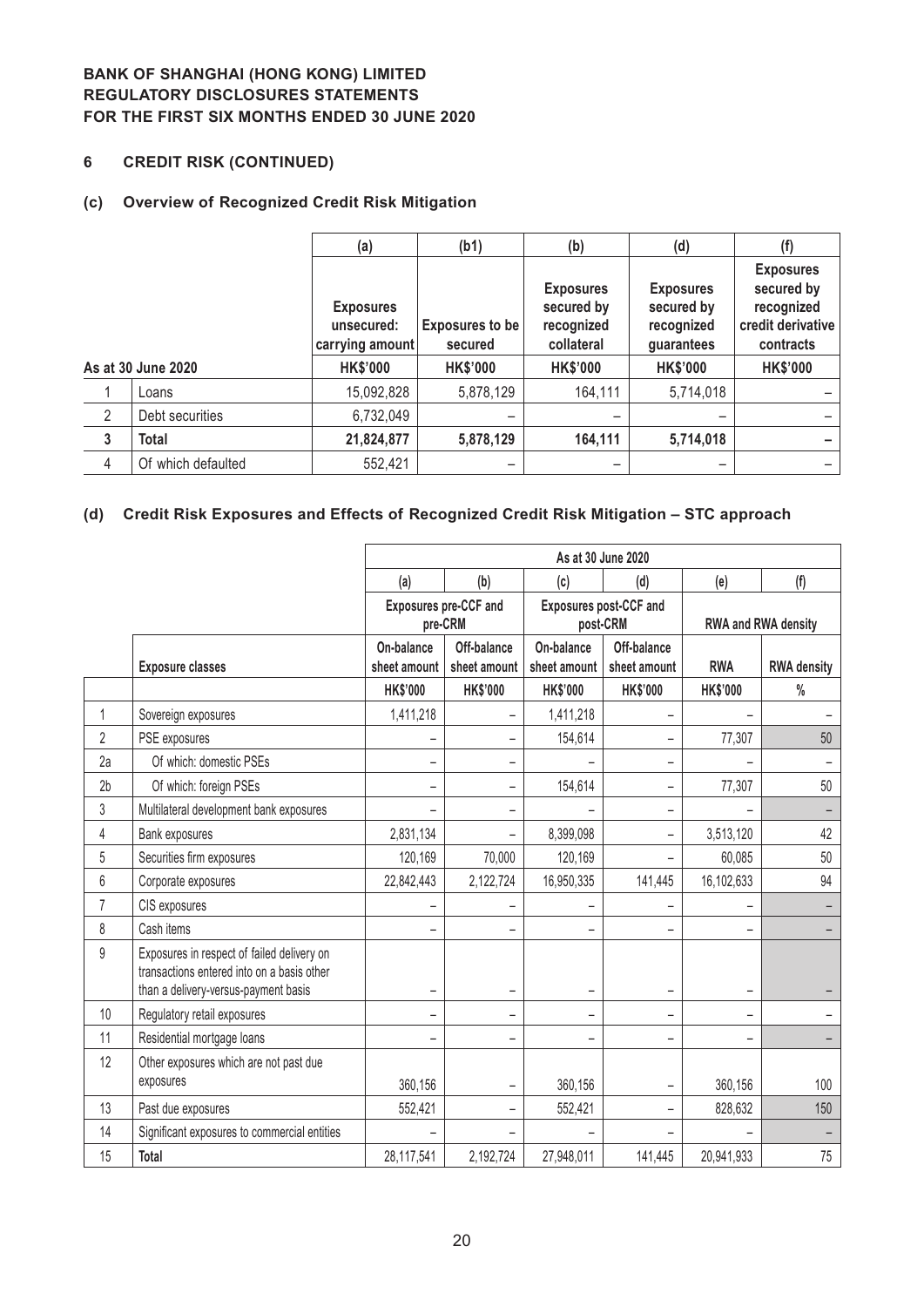**BANK OF SHANGHAI (HONG KONG) LIMITED**
**REGULATORY DISCLOSURES STATEMENTS**
**FOR THE FIRST SIX MONTHS ENDED 30 JUNE 2020**

## 6 CREDIT RISK (CONTINUED)

### (c) Overview of Recognized Credit Risk Mitigation

| | | (a) | (b1) | (b) | (d) | (f) |
|---|---|---|---|---|---|---|
| | | Exposures unsecured: carrying amount | Exposures to be secured | Exposures secured by recognized collateral | Exposures secured by recognized guarantees | Exposures secured by recognized credit derivative contracts |
| **As at 30 June 2020** | | **HK$'000** | **HK$'000** | **HK$'000** | **HK$'000** | **HK$'000** |
| 1 | Loans | 15,092,828 | 5,878,129 | 164,111 | 5,714,018 | – |
| 2 | Debt securities | 6,732,049 | – | – | – | – |
| **3** | **Total** | **21,824,877** | **5,878,129** | **164,111** | **5,714,018** | **–** |
| 4 | Of which defaulted | 552,421 | – | – | – | – |

### (d) Credit Risk Exposures and Effects of Recognized Credit Risk Mitigation – STC approach

| | | As at 30 June 2020 | | | | | |
|---|---|---|---|---|---|---|---|
| | | (a) | (b) | (c) | (d) | (e) | (f) |
| | | Exposures pre-CCF and pre-CRM | | Exposures post-CCF and post-CRM | | RWA and RWA density | |
| | **Exposure classes** | On-balance sheet amount | Off-balance sheet amount | On-balance sheet amount | Off-balance sheet amount | RWA | RWA density |
| | | **HK$'000** | **HK$'000** | **HK$'000** | **HK$'000** | **HK$'000** | **%** |
| 1 | Sovereign exposures | 1,411,218 | – | 1,411,218 | – | – | – |
| 2 | PSE exposures | – | – | 154,614 | – | 77,307 | 50 |
| 2a | Of which: domestic PSEs | – | – | – | – | – | – |
| 2b | Of which: foreign PSEs | – | – | 154,614 | – | 77,307 | 50 |
| 3 | Multilateral development bank exposures | – | – | – | – | – | – |
| 4 | Bank exposures | 2,831,134 | – | 8,399,098 | – | 3,513,120 | 42 |
| 5 | Securities firm exposures | 120,169 | 70,000 | 120,169 | – | 60,085 | 50 |
| 6 | Corporate exposures | 22,842,443 | 2,122,724 | 16,950,335 | 141,445 | 16,102,633 | 94 |
| 7 | CIS exposures | – | – | – | – | – | – |
| 8 | Cash items | – | – | – | – | – | – |
| 9 | Exposures in respect of failed delivery on transactions entered into on a basis other than a delivery-versus-payment basis | – | – | – | – | – | – |
| 10 | Regulatory retail exposures | – | – | – | – | – | – |
| 11 | Residential mortgage loans | – | – | – | – | – | – |
| 12 | Other exposures which are not past due exposures | 360,156 | – | 360,156 | – | 360,156 | 100 |
| 13 | Past due exposures | 552,421 | – | 552,421 | – | 828,632 | 150 |
| 14 | Significant exposures to commercial entities | – | – | – | – | – | – |
| 15 | **Total** | 28,117,541 | 2,192,724 | 27,948,011 | 141,445 | 20,941,933 | 75 |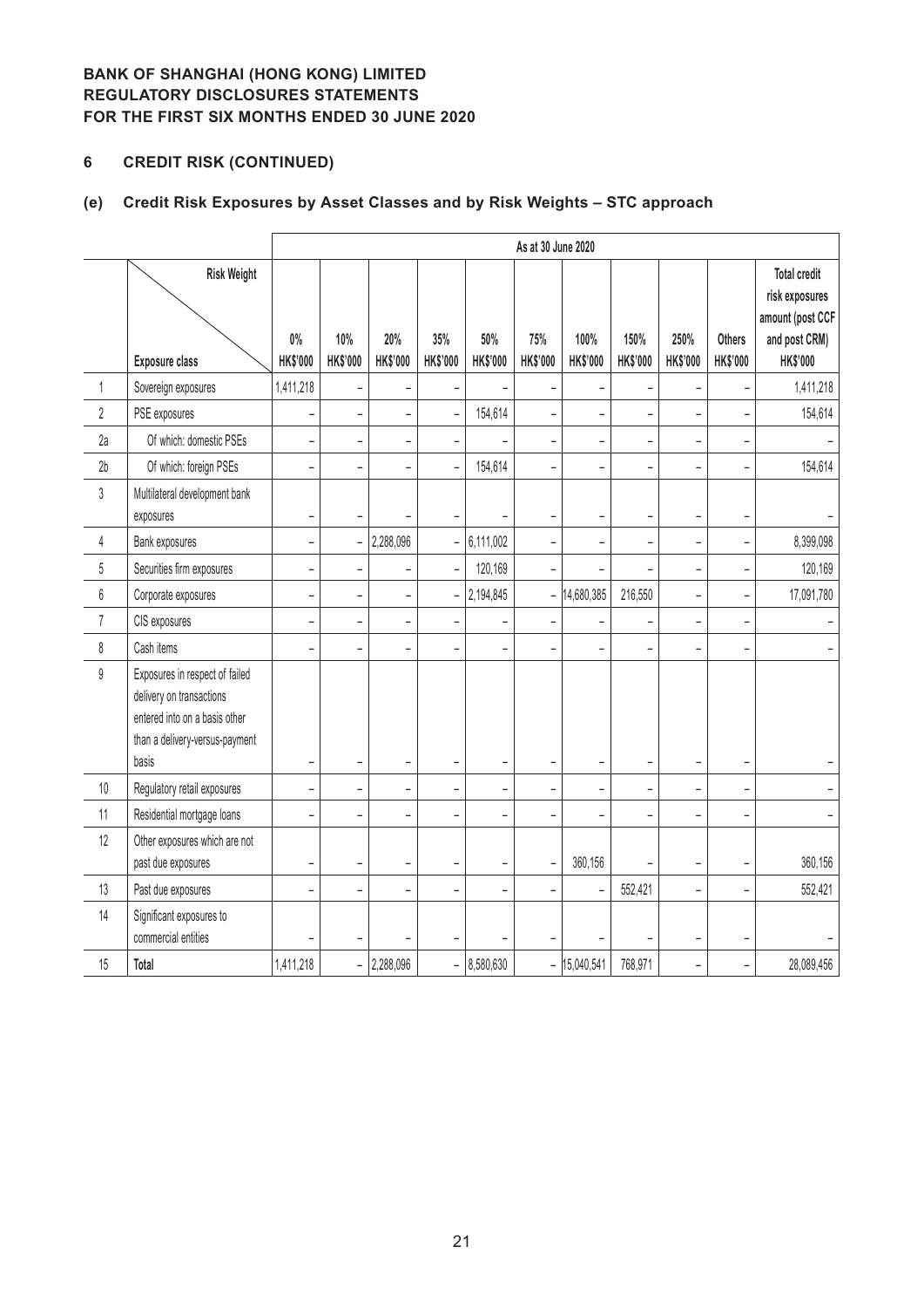**BANK OF SHANGHAI (HONG KONG) LIMITED**
**REGULATORY DISCLOSURES STATEMENTS**
**FOR THE FIRST SIX MONTHS ENDED 30 JUNE 2020**

## 6 CREDIT RISK (CONTINUED)

### (e) Credit Risk Exposures by Asset Classes and by Risk Weights – STC approach

| | | As at 30 June 2020 | | | | | | | | | | |
|---|---|---|---|---|---|---|---|---|---|---|---|---|
| | Risk Weight / Exposure class | 0% HK$'000 | 10% HK$'000 | 20% HK$'000 | 35% HK$'000 | 50% HK$'000 | 75% HK$'000 | 100% HK$'000 | 150% HK$'000 | 250% HK$'000 | Others HK$'000 | Total credit risk exposures amount (post CCF and post CRM) HK$'000 |
| 1 | Sovereign exposures | 1,411,218 | – | – | – | – | – | – | – | – | – | 1,411,218 |
| 2 | PSE exposures | – | – | – | – | 154,614 | – | – | – | – | – | 154,614 |
| 2a | Of which: domestic PSEs | – | – | – | – | – | – | – | – | – | – | – |
| 2b | Of which: foreign PSEs | – | – | – | – | 154,614 | – | – | – | – | – | 154,614 |
| 3 | Multilateral development bank exposures | – | – | – | – | – | – | – | – | – | – | – |
| 4 | Bank exposures | – | – | 2,288,096 | – | 6,111,002 | – | – | – | – | – | 8,399,098 |
| 5 | Securities firm exposures | – | – | – | – | 120,169 | – | – | – | – | – | 120,169 |
| 6 | Corporate exposures | – | – | – | – | 2,194,845 | – | 14,680,385 | 216,550 | – | – | 17,091,780 |
| 7 | CIS exposures | – | – | – | – | – | – | – | – | – | – | – |
| 8 | Cash items | – | – | – | – | – | – | – | – | – | – | – |
| 9 | Exposures in respect of failed delivery on transactions entered into on a basis other than a delivery-versus-payment basis | – | – | – | – | – | – | – | – | – | – | – |
| 10 | Regulatory retail exposures | – | – | – | – | – | – | – | – | – | – | – |
| 11 | Residential mortgage loans | – | – | – | – | – | – | – | – | – | – | – |
| 12 | Other exposures which are not past due exposures | – | – | – | – | – | – | 360,156 | – | – | – | 360,156 |
| 13 | Past due exposures | – | – | – | – | – | – | – | 552,421 | – | – | 552,421 |
| 14 | Significant exposures to commercial entities | – | – | – | – | – | – | – | – | – | – | – |
| 15 | **Total** | 1,411,218 | – | 2,288,096 | – | 8,580,630 | – | 15,040,541 | 768,971 | – | – | 28,089,456 |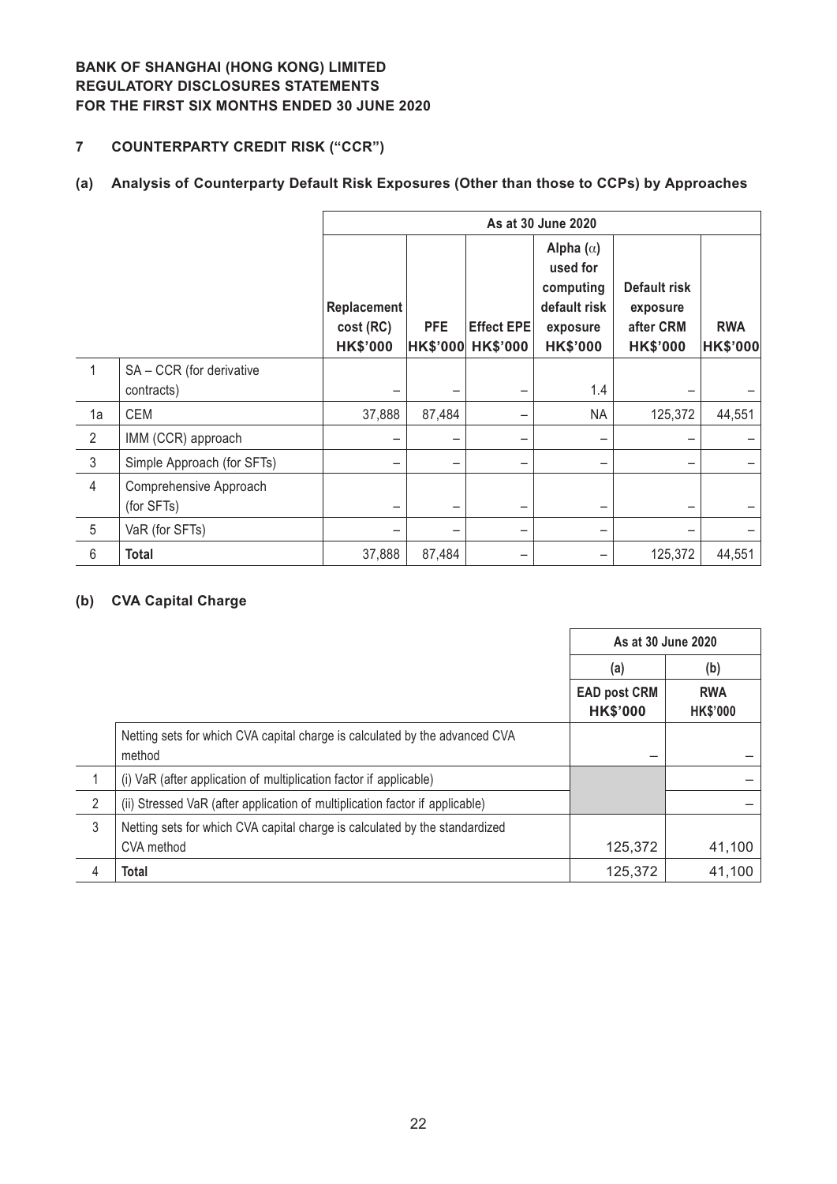**BANK OF SHANGHAI (HONG KONG) LIMITED**
**REGULATORY DISCLOSURES STATEMENTS**
**FOR THE FIRST SIX MONTHS ENDED 30 JUNE 2020**

## 7 COUNTERPARTY CREDIT RISK ("CCR")

### (a) Analysis of Counterparty Default Risk Exposures (Other than those to CCPs) by Approaches

| | | As at 30 June 2020 | | | | | |
|---|---|---|---|---|---|---|---|
| | | Replacement cost (RC) HK$'000 | PFE HK$'000 | Effect EPE HK$'000 | Alpha (α) used for computing default risk exposure HK$'000 | Default risk exposure after CRM HK$'000 | RWA HK$'000 |
| 1 | SA – CCR (for derivative contracts) | – | – | – | 1.4 | – | – |
| 1a | CEM | 37,888 | 87,484 | – | NA | 125,372 | 44,551 |
| 2 | IMM (CCR) approach | – | – | – | – | – | – |
| 3 | Simple Approach (for SFTs) | – | – | – | – | – | – |
| 4 | Comprehensive Approach (for SFTs) | – | – | – | – | – | – |
| 5 | VaR (for SFTs) | – | – | – | – | – | – |
| 6 | **Total** | 37,888 | 87,484 | – | – | 125,372 | 44,551 |

### (b) CVA Capital Charge

| | | As at 30 June 2020 | |
|---|---|---|---|
| | | (a) | (b) |
| | | EAD post CRM HK$'000 | RWA HK$'000 |
| | Netting sets for which CVA capital charge is calculated by the advanced CVA method | – | – |
| 1 | (i) VaR (after application of multiplication factor if applicable) | | – |
| 2 | (ii) Stressed VaR (after application of multiplication factor if applicable) | | – |
| 3 | Netting sets for which CVA capital charge is calculated by the standardized CVA method | 125,372 | 41,100 |
| 4 | **Total** | 125,372 | 41,100 |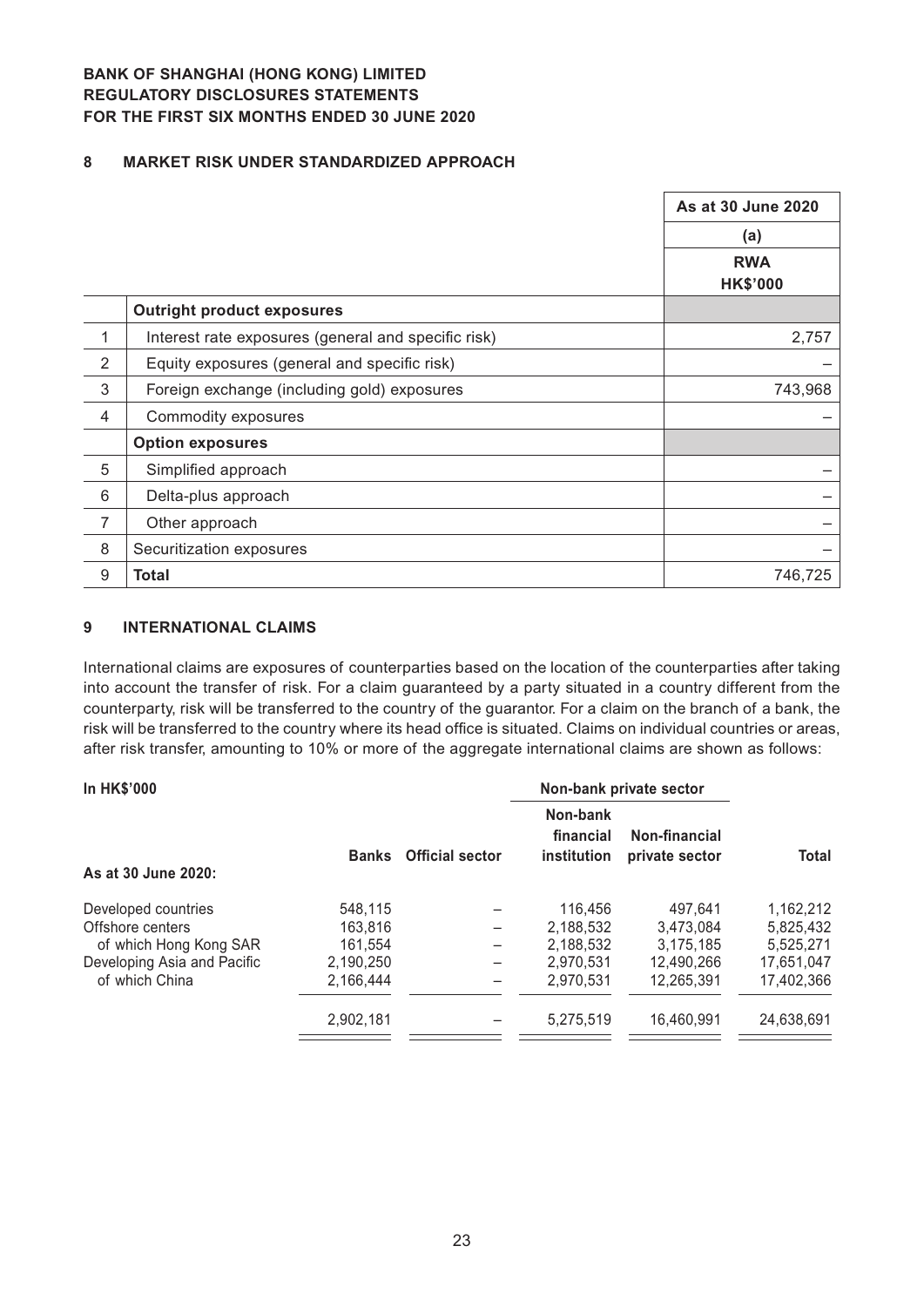**BANK OF SHANGHAI (HONG KONG) LIMITED**
**REGULATORY DISCLOSURES STATEMENTS**
**FOR THE FIRST SIX MONTHS ENDED 30 JUNE 2020**

## 8 MARKET RISK UNDER STANDARDIZED APPROACH

| | | As at 30 June 2020 |
|---|---|---|
| | | (a) |
| | | RWA HK$'000 |
| | **Outright product exposures** | |
| 1 | Interest rate exposures (general and specific risk) | 2,757 |
| 2 | Equity exposures (general and specific risk) | – |
| 3 | Foreign exchange (including gold) exposures | 743,968 |
| 4 | Commodity exposures | – |
| | **Option exposures** | |
| 5 | Simplified approach | – |
| 6 | Delta-plus approach | – |
| 7 | Other approach | – |
| 8 | Securitization exposures | – |
| 9 | **Total** | 746,725 |

## 9 INTERNATIONAL CLAIMS

International claims are exposures of counterparties based on the location of the counterparties after taking into account the transfer of risk. For a claim guaranteed by a party situated in a country different from the counterparty, risk will be transferred to the country of the guarantor. For a claim on the branch of a bank, the risk will be transferred to the country where its head office is situated. Claims on individual countries or areas, after risk transfer, amounting to 10% or more of the aggregate international claims are shown as follows:

| In HK$'000 | | | Non-bank private sector | | |
|---|---|---|---|---|---|
| **As at 30 June 2020:** | **Banks** | **Official sector** | **Non-bank financial institution** | **Non-financial private sector** | **Total** |
| Developed countries | 548,115 | – | 116,456 | 497,641 | 1,162,212 |
| Offshore centers | 163,816 | – | 2,188,532 | 3,473,084 | 5,825,432 |
| of which Hong Kong SAR | 161,554 | – | 2,188,532 | 3,175,185 | 5,525,271 |
| Developing Asia and Pacific | 2,190,250 | – | 2,970,531 | 12,490,266 | 17,651,047 |
| of which China | 2,166,444 | – | 2,970,531 | 12,265,391 | 17,402,366 |
| | 2,902,181 | – | 5,275,519 | 16,460,991 | 24,638,691 |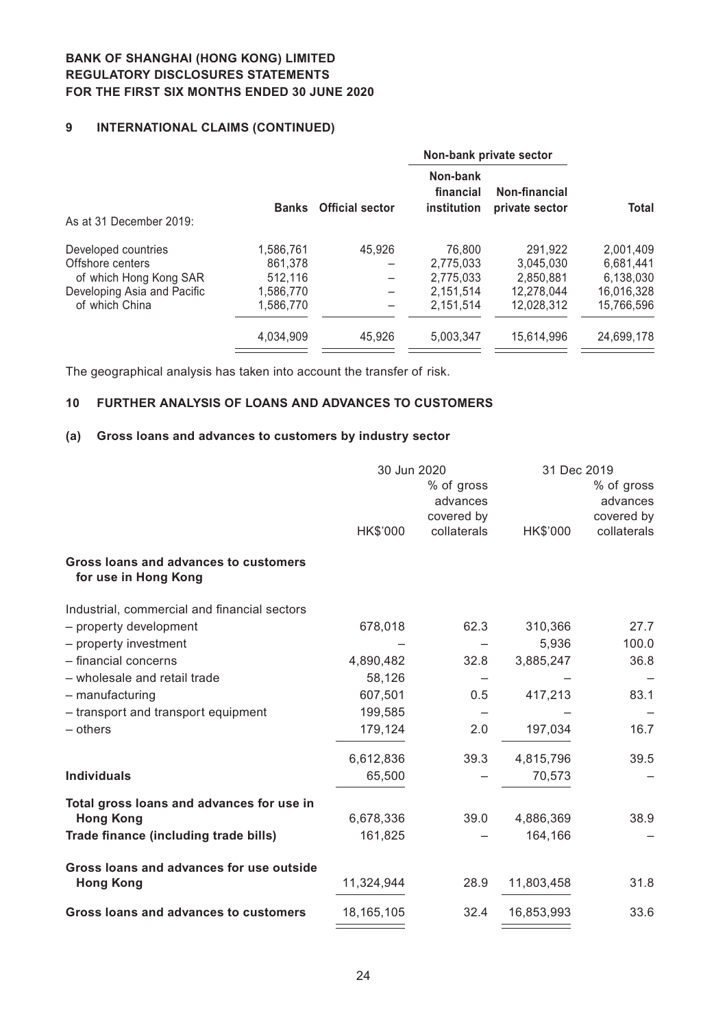## 9 INTERNATIONAL CLAIMS (CONTINUED)

| | | | Non-bank private sector | | |
|---|---|---|---|---|---|
| As at 31 December 2019: | Banks | Official sector | Non-bank financial institution | Non-financial private sector | Total |
| Developed countries | 1,586,761 | 45,926 | 76,800 | 291,922 | 2,001,409 |
| Offshore centers | 861,378 | – | 2,775,033 | 3,045,030 | 6,681,441 |
| of which Hong Kong SAR | 512,116 | – | 2,775,033 | 2,850,881 | 6,138,030 |
| Developing Asia and Pacific | 1,586,770 | – | 2,151,514 | 12,278,044 | 16,016,328 |
| of which China | 1,586,770 | – | 2,151,514 | 12,028,312 | 15,766,596 |
| | 4,034,909 | 45,926 | 5,003,347 | 15,614,996 | 24,699,178 |

The geographical analysis has taken into account the transfer of risk.

## 10 FURTHER ANALYSIS OF LOANS AND ADVANCES TO CUSTOMERS

### (a) Gross loans and advances to customers by industry sector

| | 30 Jun 2020 | | 31 Dec 2019 | |
|---|---|---|---|---|
| | HK$'000 | % of gross advances covered by collaterals | HK$'000 | % of gross advances covered by collaterals |
| **Gross loans and advances to customers for use in Hong Kong** | | | | |
| Industrial, commercial and financial sectors | | | | |
| – property development | 678,018 | 62.3 | 310,366 | 27.7 |
| – property investment | – | – | 5,936 | 100.0 |
| – financial concerns | 4,890,482 | 32.8 | 3,885,247 | 36.8 |
| – wholesale and retail trade | 58,126 | – | – | – |
| – manufacturing | 607,501 | 0.5 | 417,213 | 83.1 |
| – transport and transport equipment | 199,585 | – | – | – |
| – others | 179,124 | 2.0 | 197,034 | 16.7 |
| | 6,612,836 | 39.3 | 4,815,796 | 39.5 |
| **Individuals** | 65,500 | – | 70,573 | – |
| **Total gross loans and advances for use in Hong Kong** | 6,678,336 | 39.0 | 4,886,369 | 38.9 |
| **Trade finance (including trade bills)** | 161,825 | – | 164,166 | – |
| **Gross loans and advances for use outside Hong Kong** | 11,324,944 | 28.9 | 11,803,458 | 31.8 |
| **Gross loans and advances to customers** | 18,165,105 | 32.4 | 16,853,993 | 33.6 |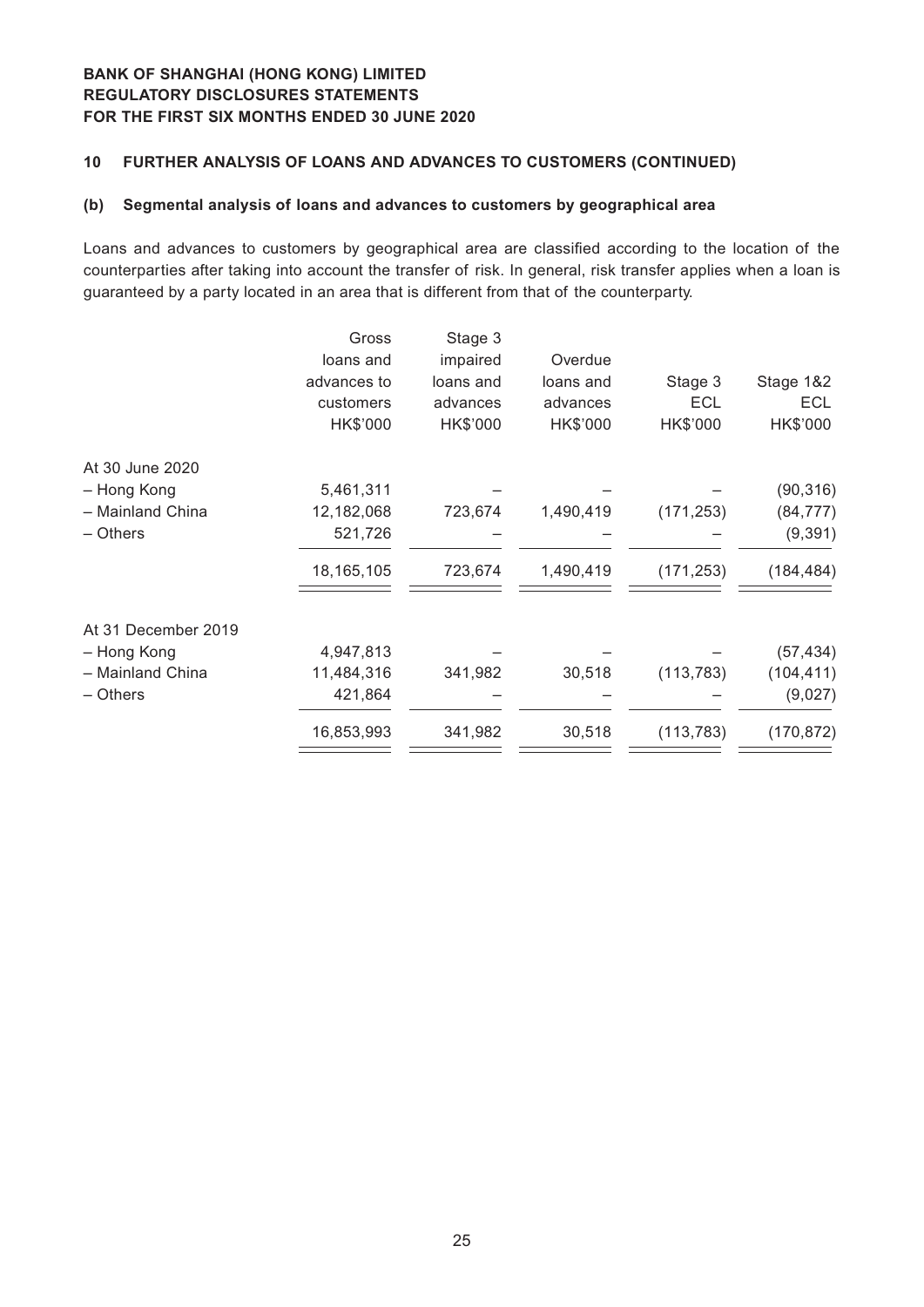**BANK OF SHANGHAI (HONG KONG) LIMITED**
**REGULATORY DISCLOSURES STATEMENTS**
**FOR THE FIRST SIX MONTHS ENDED 30 JUNE 2020**

## 10 FURTHER ANALYSIS OF LOANS AND ADVANCES TO CUSTOMERS (CONTINUED)

### (b) Segmental analysis of loans and advances to customers by geographical area

Loans and advances to customers by geographical area are classified according to the location of the counterparties after taking into account the transfer of risk. In general, risk transfer applies when a loan is guaranteed by a party located in an area that is different from that of the counterparty.

| | Gross loans and advances to customers HK$'000 | Stage 3 impaired loans and advances HK$'000 | Overdue loans and advances HK$'000 | Stage 3 ECL HK$'000 | Stage 1&2 ECL HK$'000 |
|---|---|---|---|---|---|
| At 30 June 2020 | | | | | |
| – Hong Kong | 5,461,311 | – | – | – | (90,316) |
| – Mainland China | 12,182,068 | 723,674 | 1,490,419 | (171,253) | (84,777) |
| – Others | 521,726 | – | – | – | (9,391) |
| | 18,165,105 | 723,674 | 1,490,419 | (171,253) | (184,484) |
| At 31 December 2019 | | | | | |
| – Hong Kong | 4,947,813 | – | – | – | (57,434) |
| – Mainland China | 11,484,316 | 341,982 | 30,518 | (113,783) | (104,411) |
| – Others | 421,864 | – | – | – | (9,027) |
| | 16,853,993 | 341,982 | 30,518 | (113,783) | (170,872) |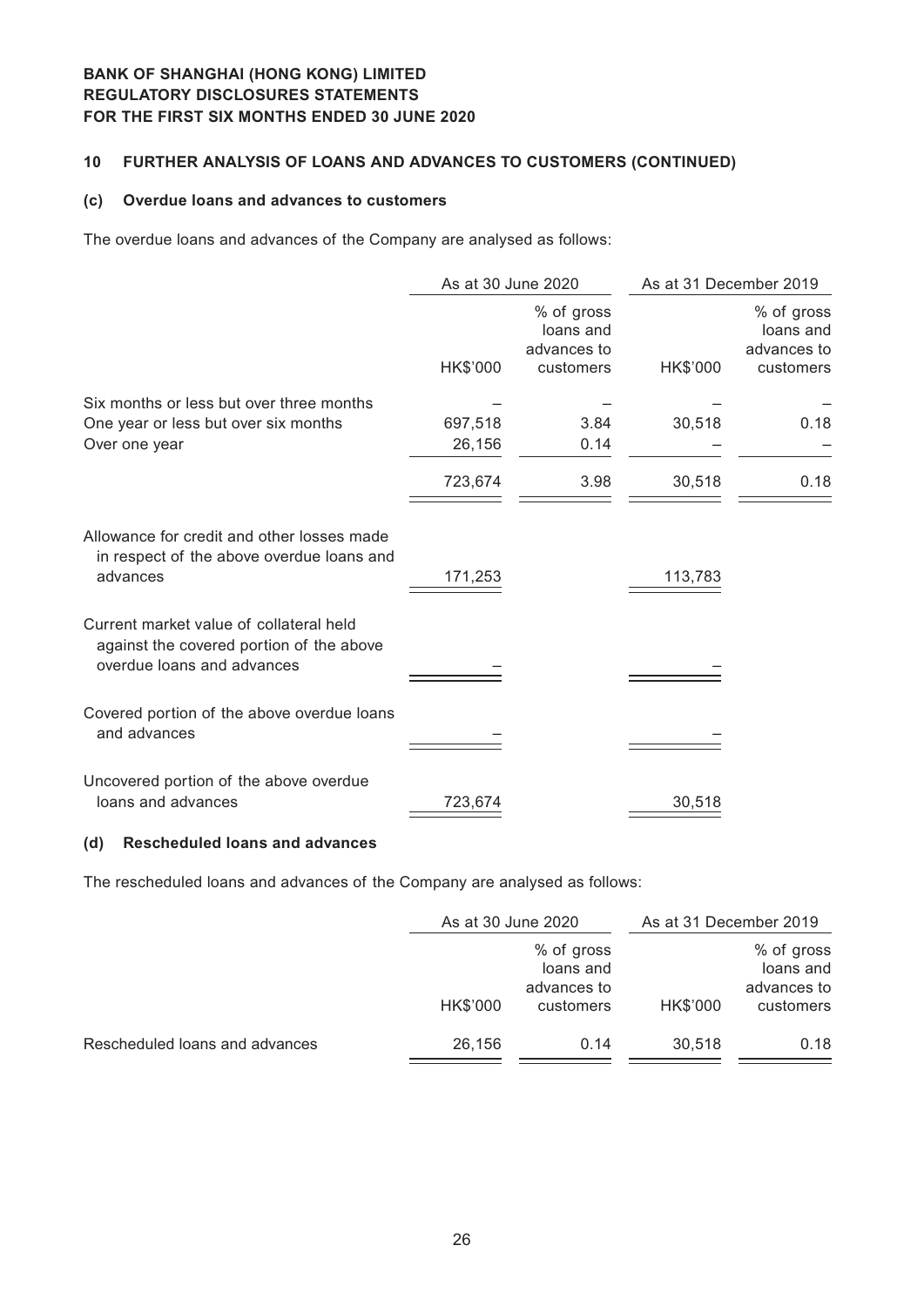## 10 FURTHER ANALYSIS OF LOANS AND ADVANCES TO CUSTOMERS (CONTINUED)

### (c) Overdue loans and advances to customers

The overdue loans and advances of the Company are analysed as follows:

| | As at 30 June 2020 | | As at 31 December 2019 | |
|---|---|---|---|---|
| | HK$'000 | % of gross loans and advances to customers | HK$'000 | % of gross loans and advances to customers |
| Six months or less but over three months | – | – | – | – |
| One year or less but over six months | 697,518 | 3.84 | 30,518 | 0.18 |
| Over one year | 26,156 | 0.14 | – | – |
| | 723,674 | 3.98 | 30,518 | 0.18 |
| Allowance for credit and other losses made in respect of the above overdue loans and advances | 171,253 | | 113,783 | |
| Current market value of collateral held against the covered portion of the above overdue loans and advances | – | | – | |
| Covered portion of the above overdue loans and advances | – | | – | |
| Uncovered portion of the above overdue loans and advances | 723,674 | | 30,518 | |

### (d) Rescheduled loans and advances

The rescheduled loans and advances of the Company are analysed as follows:

| | As at 30 June 2020 | | As at 31 December 2019 | |
|---|---|---|---|---|
| | HK$'000 | % of gross loans and advances to customers | HK$'000 | % of gross loans and advances to customers |
| Rescheduled loans and advances | 26,156 | 0.14 | 30,518 | 0.18 |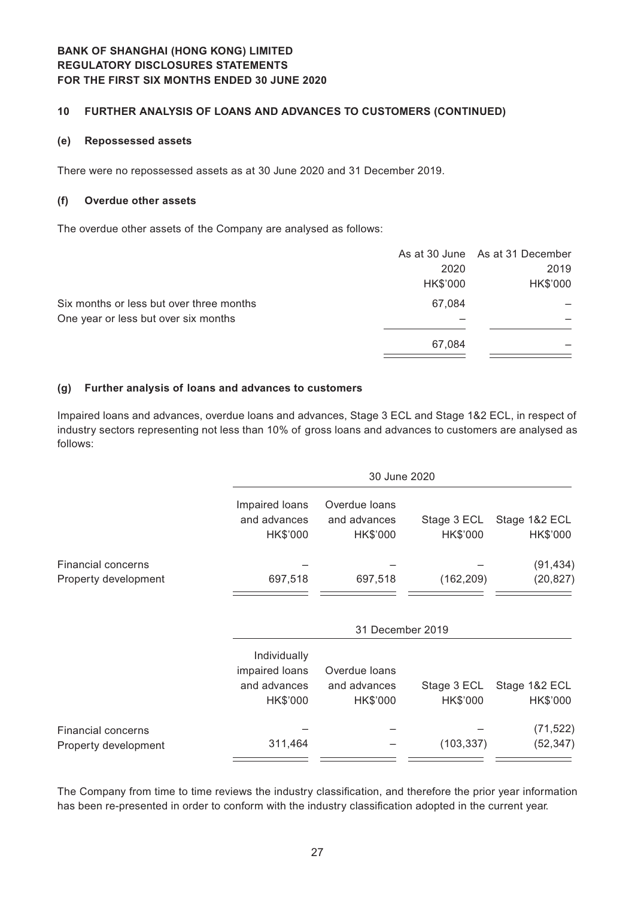## 10 FURTHER ANALYSIS OF LOANS AND ADVANCES TO CUSTOMERS (CONTINUED)

### (e) Repossessed assets

There were no repossessed assets as at 30 June 2020 and 31 December 2019.

### (f) Overdue other assets

The overdue other assets of the Company are analysed as follows:

| | As at 30 June 2020 HK$'000 | As at 31 December 2019 HK$'000 |
|---|---|---|
| Six months or less but over three months | 67,084 | – |
| One year or less but over six months | – | – |
| | 67,084 | – |

### (g) Further analysis of loans and advances to customers

Impaired loans and advances, overdue loans and advances, Stage 3 ECL and Stage 1&2 ECL, in respect of industry sectors representing not less than 10% of gross loans and advances to customers are analysed as follows:

| | 30 June 2020 | | | |
|---|---|---|---|---|
| | Impaired loans and advances HK$'000 | Overdue loans and advances HK$'000 | Stage 3 ECL HK$'000 | Stage 1&2 ECL HK$'000 |
| Financial concerns | – | – | – | (91,434) |
| Property development | 697,518 | 697,518 | (162,209) | (20,827) |

| | 31 December 2019 | | | |
|---|---|---|---|---|
| | Individually impaired loans and advances HK$'000 | Overdue loans and advances HK$'000 | Stage 3 ECL HK$'000 | Stage 1&2 ECL HK$'000 |
| Financial concerns | – | – | – | (71,522) |
| Property development | 311,464 | – | (103,337) | (52,347) |

The Company from time to time reviews the industry classification, and therefore the prior year information has been re-presented in order to conform with the industry classification adopted in the current year.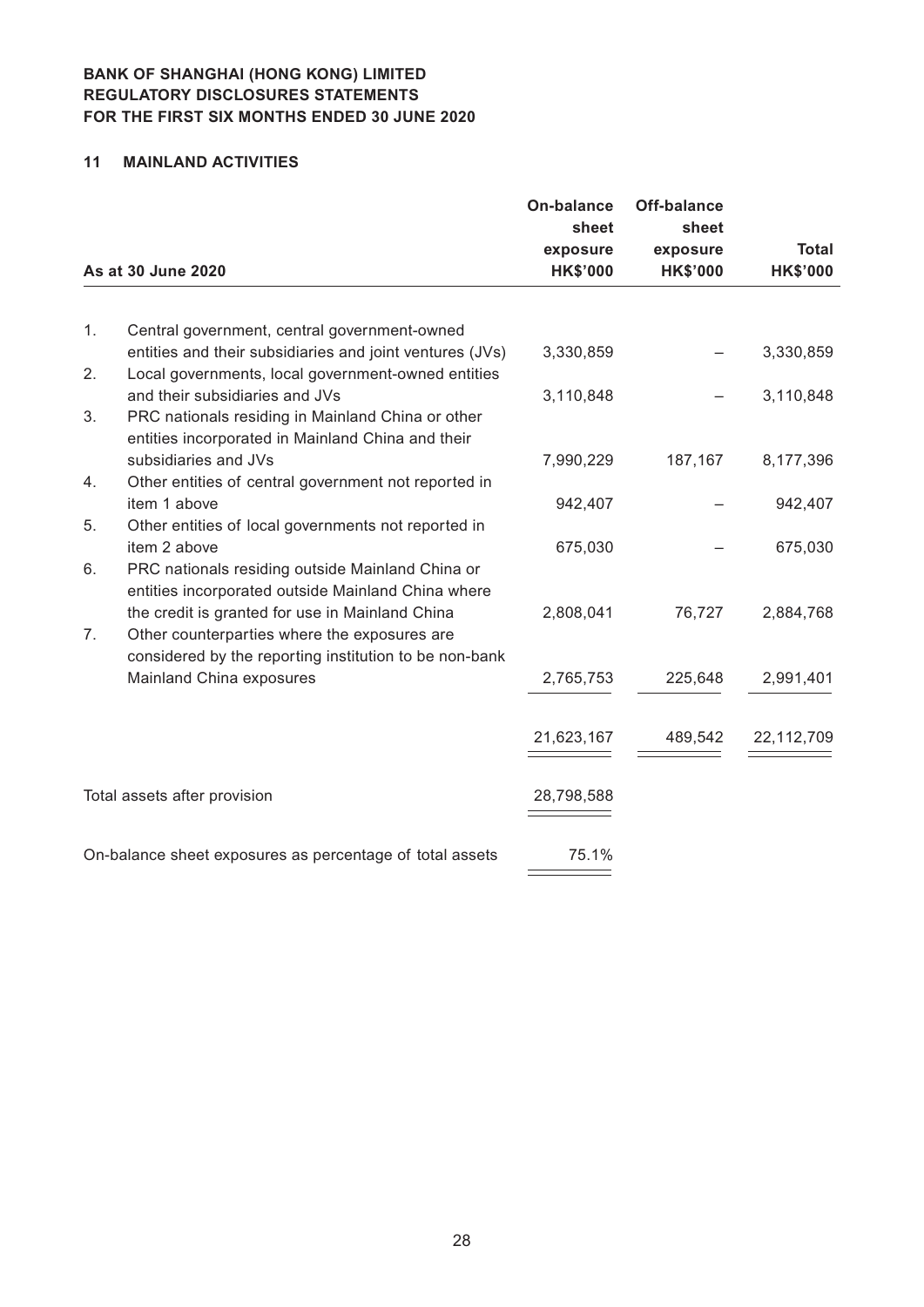**BANK OF SHANGHAI (HONG KONG) LIMITED**
**REGULATORY DISCLOSURES STATEMENTS**
**FOR THE FIRST SIX MONTHS ENDED 30 JUNE 2020**

## 11 MAINLAND ACTIVITIES

| As at 30 June 2020 | On-balance sheet exposure HK$'000 | Off-balance sheet exposure HK$'000 | Total HK$'000 |
|---|---|---|---|
| 1. Central government, central government-owned entities and their subsidiaries and joint ventures (JVs) | 3,330,859 | – | 3,330,859 |
| 2. Local governments, local government-owned entities and their subsidiaries and JVs | 3,110,848 | – | 3,110,848 |
| 3. PRC nationals residing in Mainland China or other entities incorporated in Mainland China and their subsidiaries and JVs | 7,990,229 | 187,167 | 8,177,396 |
| 4. Other entities of central government not reported in item 1 above | 942,407 | – | 942,407 |
| 5. Other entities of local governments not reported in item 2 above | 675,030 | – | 675,030 |
| 6. PRC nationals residing outside Mainland China or entities incorporated outside Mainland China where the credit is granted for use in Mainland China | 2,808,041 | 76,727 | 2,884,768 |
| 7. Other counterparties where the exposures are considered by the reporting institution to be non-bank Mainland China exposures | 2,765,753 | 225,648 | 2,991,401 |
| | 21,623,167 | 489,542 | 22,112,709 |
| Total assets after provision | 28,798,588 | | |
| On-balance sheet exposures as percentage of total assets | 75.1% | | |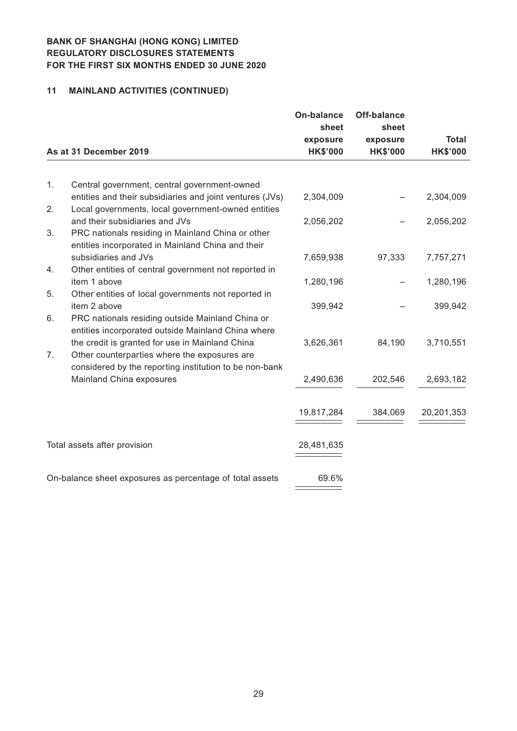**BANK OF SHANGHAI (HONG KONG) LIMITED**
**REGULATORY DISCLOSURES STATEMENTS**
**FOR THE FIRST SIX MONTHS ENDED 30 JUNE 2020**

## 11 MAINLAND ACTIVITIES (CONTINUED)

| | As at 31 December 2019 | On-balance sheet exposure HK$'000 | Off-balance sheet exposure HK$'000 | Total HK$'000 |
|---|---|---|---|---|
| 1. | Central government, central government-owned entities and their subsidiaries and joint ventures (JVs) | 2,304,009 | – | 2,304,009 |
| 2. | Local governments, local government-owned entities and their subsidiaries and JVs | 2,056,202 | – | 2,056,202 |
| 3. | PRC nationals residing in Mainland China or other entities incorporated in Mainland China and their subsidiaries and JVs | 7,659,938 | 97,333 | 7,757,271 |
| 4. | Other entities of central government not reported in item 1 above | 1,280,196 | – | 1,280,196 |
| 5. | Other entities of local governments not reported in item 2 above | 399,942 | – | 399,942 |
| 6. | PRC nationals residing outside Mainland China or entities incorporated outside Mainland China where the credit is granted for use in Mainland China | 3,626,361 | 84,190 | 3,710,551 |
| 7. | Other counterparties where the exposures are considered by the reporting institution to be non-bank Mainland China exposures | 2,490,636 | 202,546 | 2,693,182 |
| | | 19,817,284 | 384,069 | 20,201,353 |
| | Total assets after provision | 28,481,635 | | |
| | On-balance sheet exposures as percentage of total assets | 69.6% | | |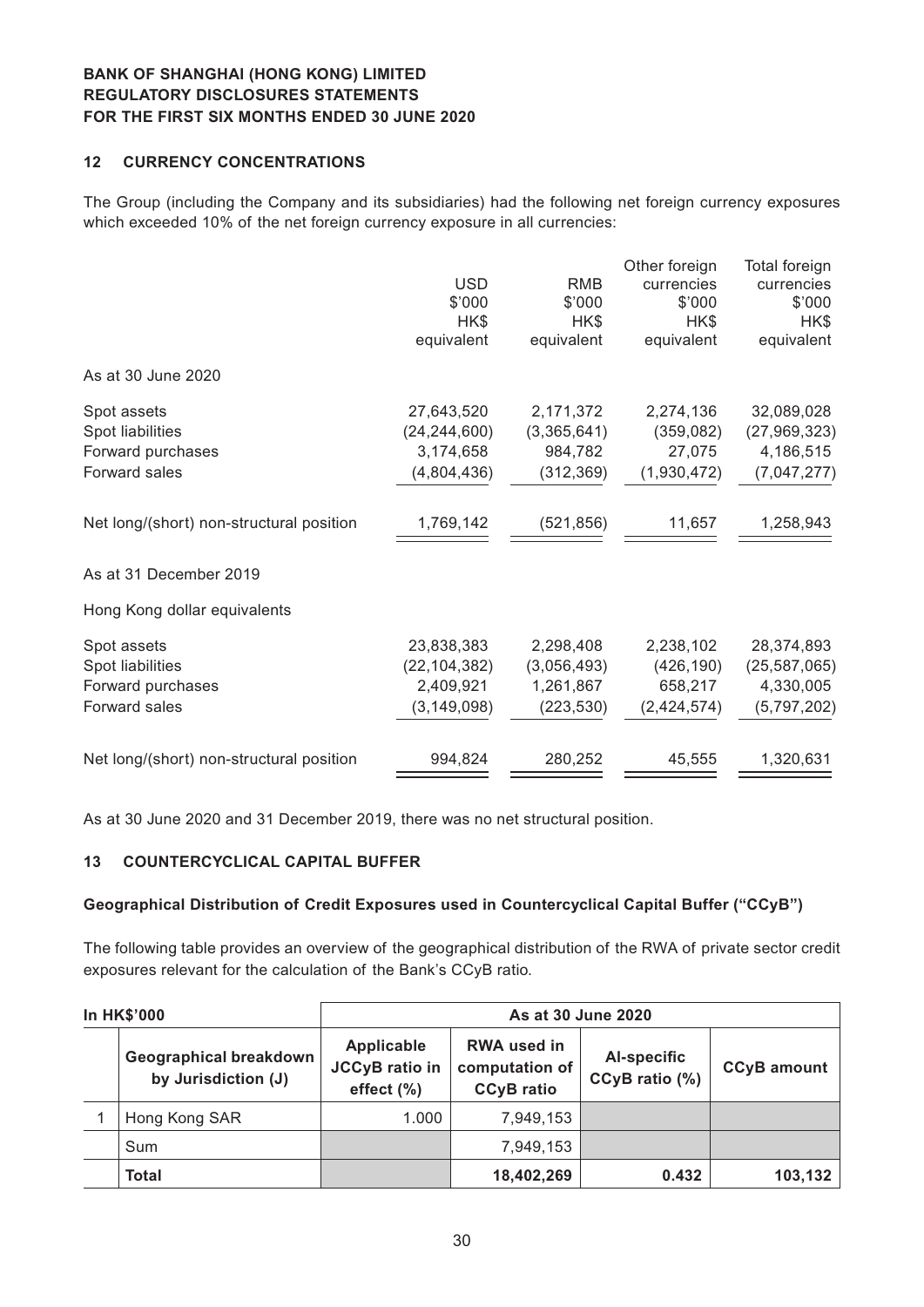**BANK OF SHANGHAI (HONG KONG) LIMITED**
**REGULATORY DISCLOSURES STATEMENTS**
**FOR THE FIRST SIX MONTHS ENDED 30 JUNE 2020**

## 12 CURRENCY CONCENTRATIONS

The Group (including the Company and its subsidiaries) had the following net foreign currency exposures which exceeded 10% of the net foreign currency exposure in all currencies:

| | USD \$'000 HK\$ equivalent | RMB \$'000 HK\$ equivalent | Other foreign currencies \$'000 HK\$ equivalent | Total foreign currencies \$'000 HK\$ equivalent |
|---|---|---|---|---|
| As at 30 June 2020 | | | | |
| Spot assets | 27,643,520 | 2,171,372 | 2,274,136 | 32,089,028 |
| Spot liabilities | (24,244,600) | (3,365,641) | (359,082) | (27,969,323) |
| Forward purchases | 3,174,658 | 984,782 | 27,075 | 4,186,515 |
| Forward sales | (4,804,436) | (312,369) | (1,930,472) | (7,047,277) |
| Net long/(short) non-structural position | 1,769,142 | (521,856) | 11,657 | 1,258,943 |
| As at 31 December 2019 | | | | |
| Hong Kong dollar equivalents | | | | |
| Spot assets | 23,838,383 | 2,298,408 | 2,238,102 | 28,374,893 |
| Spot liabilities | (22,104,382) | (3,056,493) | (426,190) | (25,587,065) |
| Forward purchases | 2,409,921 | 1,261,867 | 658,217 | 4,330,005 |
| Forward sales | (3,149,098) | (223,530) | (2,424,574) | (5,797,202) |
| Net long/(short) non-structural position | 994,824 | 280,252 | 45,555 | 1,320,631 |

As at 30 June 2020 and 31 December 2019, there was no net structural position.

## 13 COUNTERCYCLICAL CAPITAL BUFFER

**Geographical Distribution of Credit Exposures used in Countercyclical Capital Buffer ("CCyB")**

The following table provides an overview of the geographical distribution of the RWA of private sector credit exposures relevant for the calculation of the Bank's CCyB ratio.

| In HK\$'000 | | As at 30 June 2020 | | | |
|---|---|---|---|---|---|
| | Geographical breakdown by Jurisdiction (J) | Applicable JCCyB ratio in effect (%) | RWA used in computation of CCyB ratio | AI-specific CCyB ratio (%) | CCyB amount |
| 1 | Hong Kong SAR | 1.000 | 7,949,153 | | |
| | Sum | | 7,949,153 | | |
| | **Total** | | **18,402,269** | **0.432** | **103,132** |